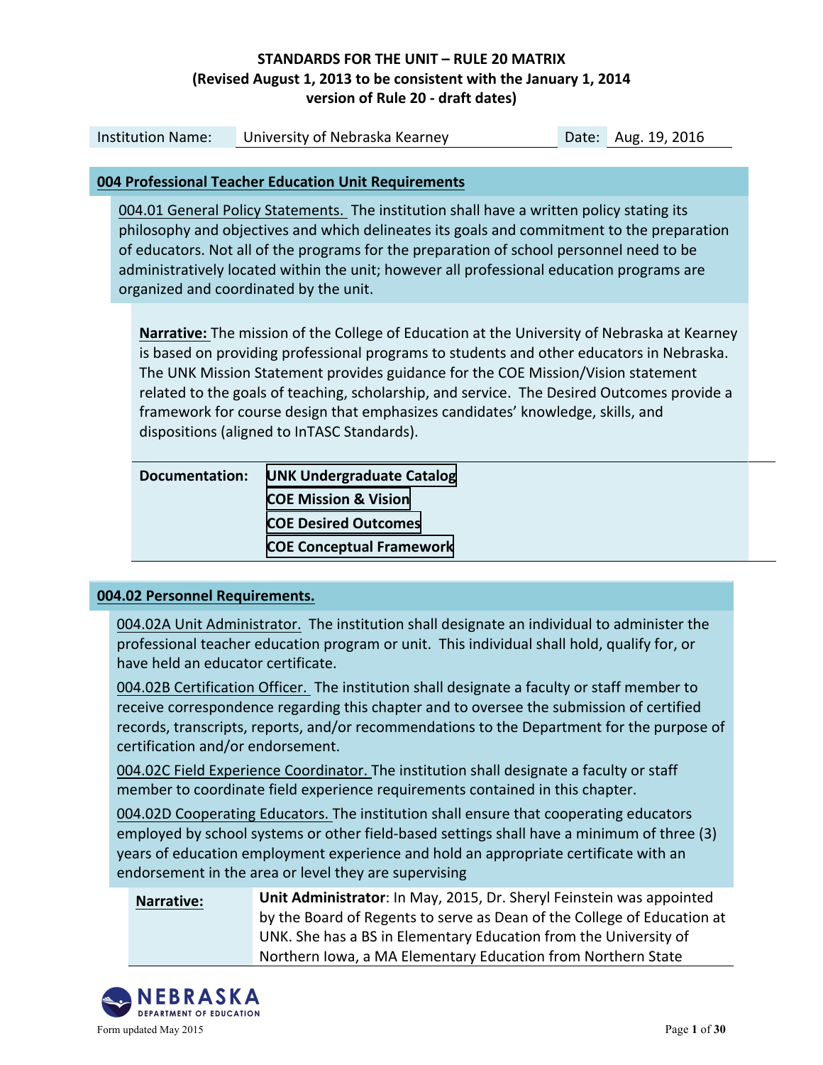# STANDARDS FOR THE UNIT – RULE 20 MATRIX
**(Revised August 1, 2013 to be consistent with the January 1, 2014 version of Rule 20 - draft dates)**

| Institution Name: | University of Nebraska Kearney | Date: | Aug. 19, 2016 |
|---|---|---|---|

## 004 Professional Teacher Education Unit Requirements

004.01 General Policy Statements. The institution shall have a written policy stating its philosophy and objectives and which delineates its goals and commitment to the preparation of educators. Not all of the programs for the preparation of school personnel need to be administratively located within the unit; however all professional education programs are organized and coordinated by the unit.

**Narrative:** The mission of the College of Education at the University of Nebraska at Kearney is based on providing professional programs to students and other educators in Nebraska. The UNK Mission Statement provides guidance for the COE Mission/Vision statement related to the goals of teaching, scholarship, and service. The Desired Outcomes provide a framework for course design that emphasizes candidates' knowledge, skills, and dispositions (aligned to InTASC Standards).

| **Documentation:** | **UNK Undergraduate Catalog** |
|---|---|
| | **COE Mission & Vision** |
| | **COE Desired Outcomes** |
| | **COE Conceptual Framework** |

## 004.02 Personnel Requirements.

004.02A Unit Administrator. The institution shall designate an individual to administer the professional teacher education program or unit. This individual shall hold, qualify for, or have held an educator certificate.

004.02B Certification Officer. The institution shall designate a faculty or staff member to receive correspondence regarding this chapter and to oversee the submission of certified records, transcripts, reports, and/or recommendations to the Department for the purpose of certification and/or endorsement.

004.02C Field Experience Coordinator. The institution shall designate a faculty or staff member to coordinate field experience requirements contained in this chapter.

004.02D Cooperating Educators. The institution shall ensure that cooperating educators employed by school systems or other field-based settings shall have a minimum of three (3) years of education employment experience and hold an appropriate certificate with an endorsement in the area or level they are supervising

| **Narrative:** | **Unit Administrator**: In May, 2015, Dr. Sheryl Feinstein was appointed by the Board of Regents to serve as Dean of the College of Education at UNK. She has a BS in Elementary Education from the University of Northern Iowa, a MA Elementary Education from Northern State |
|---|---|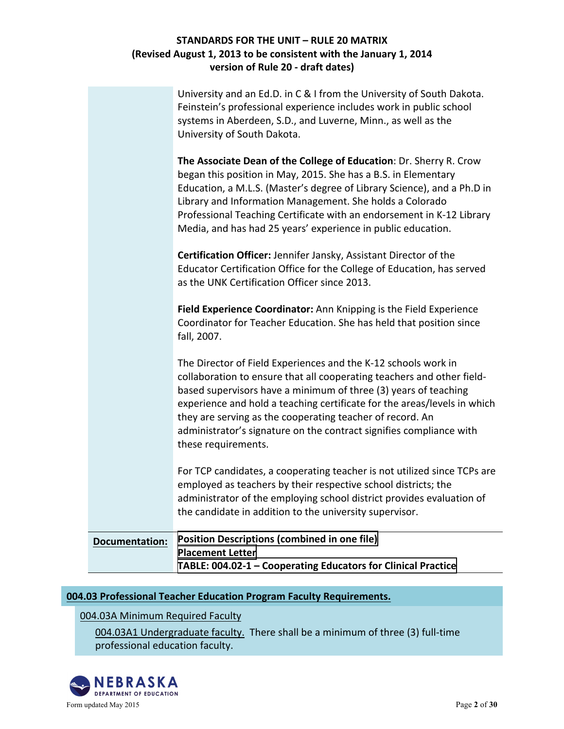University and an Ed.D. in C & I from the University of South Dakota. Feinstein's professional experience includes work in public school systems in Aberdeen, S.D., and Luverne, Minn., as well as the University of South Dakota.

**The Associate Dean of the College of Education**: Dr. Sherry R. Crow began this position in May, 2015. She has a B.S. in Elementary Education, a M.L.S. (Master's degree of Library Science), and a Ph.D in Library and Information Management. She holds a Colorado Professional Teaching Certificate with an endorsement in K-12 Library Media, and has had 25 years' experience in public education.

**Certification Officer:** Jennifer Jansky, Assistant Director of the Educator Certification Office for the College of Education, has served as the UNK Certification Officer since 2013.

**Field Experience Coordinator:** Ann Knipping is the Field Experience Coordinator for Teacher Education. She has held that position since fall, 2007.

The Director of Field Experiences and the K-12 schools work in collaboration to ensure that all cooperating teachers and other field-based supervisors have a minimum of three (3) years of teaching experience and hold a teaching certificate for the areas/levels in which they are serving as the cooperating teacher of record. An administrator's signature on the contract signifies compliance with these requirements.

For TCP candidates, a cooperating teacher is not utilized since TCPs are employed as teachers by their respective school districts; the administrator of the employing school district provides evaluation of the candidate in addition to the university supervisor.

**Documentation:**
**Position Descriptions (combined in one file)**
**Placement Letter**
**TABLE: 004.02-1 – Cooperating Educators for Clinical Practice**

**004.03 Professional Teacher Education Program Faculty Requirements.**

004.03A Minimum Required Faculty

004.03A1 Undergraduate faculty. There shall be a minimum of three (3) full-time professional education faculty.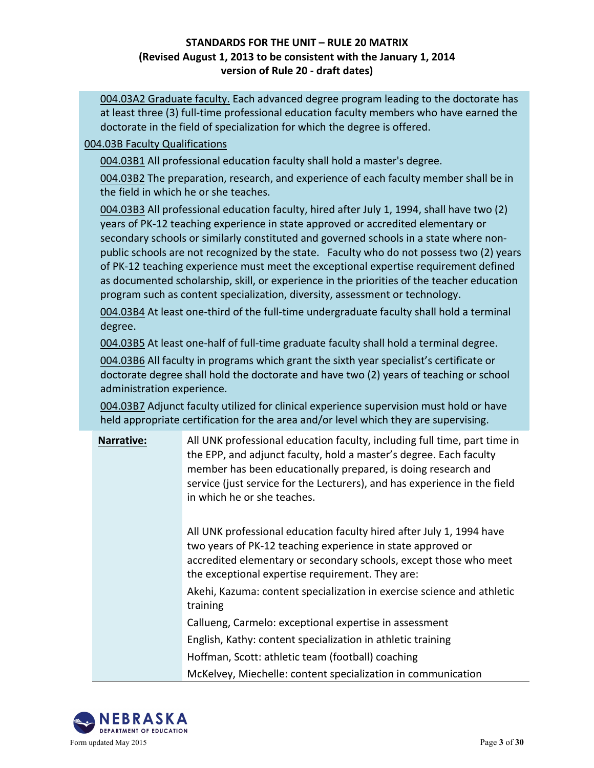004.03A2 Graduate faculty. Each advanced degree program leading to the doctorate has at least three (3) full-time professional education faculty members who have earned the doctorate in the field of specialization for which the degree is offered.

004.03B Faculty Qualifications

004.03B1 All professional education faculty shall hold a master's degree.

004.03B2 The preparation, research, and experience of each faculty member shall be in the field in which he or she teaches.

004.03B3 All professional education faculty, hired after July 1, 1994, shall have two (2) years of PK-12 teaching experience in state approved or accredited elementary or secondary schools or similarly constituted and governed schools in a state where non-public schools are not recognized by the state. Faculty who do not possess two (2) years of PK-12 teaching experience must meet the exceptional expertise requirement defined as documented scholarship, skill, or experience in the priorities of the teacher education program such as content specialization, diversity, assessment or technology.

004.03B4 At least one-third of the full-time undergraduate faculty shall hold a terminal degree.

004.03B5 At least one-half of full-time graduate faculty shall hold a terminal degree.

004.03B6 All faculty in programs which grant the sixth year specialist's certificate or doctorate degree shall hold the doctorate and have two (2) years of teaching or school administration experience.

004.03B7 Adjunct faculty utilized for clinical experience supervision must hold or have held appropriate certification for the area and/or level which they are supervising.

**Narrative:**

All UNK professional education faculty, including full time, part time in the EPP, and adjunct faculty, hold a master's degree. Each faculty member has been educationally prepared, is doing research and service (just service for the Lecturers), and has experience in the field in which he or she teaches.

All UNK professional education faculty hired after July 1, 1994 have two years of PK-12 teaching experience in state approved or accredited elementary or secondary schools, except those who meet the exceptional expertise requirement. They are:

Akehi, Kazuma: content specialization in exercise science and athletic training

Callueng, Carmelo: exceptional expertise in assessment

English, Kathy: content specialization in athletic training

Hoffman, Scott: athletic team (football) coaching

McKelvey, Miechelle: content specialization in communication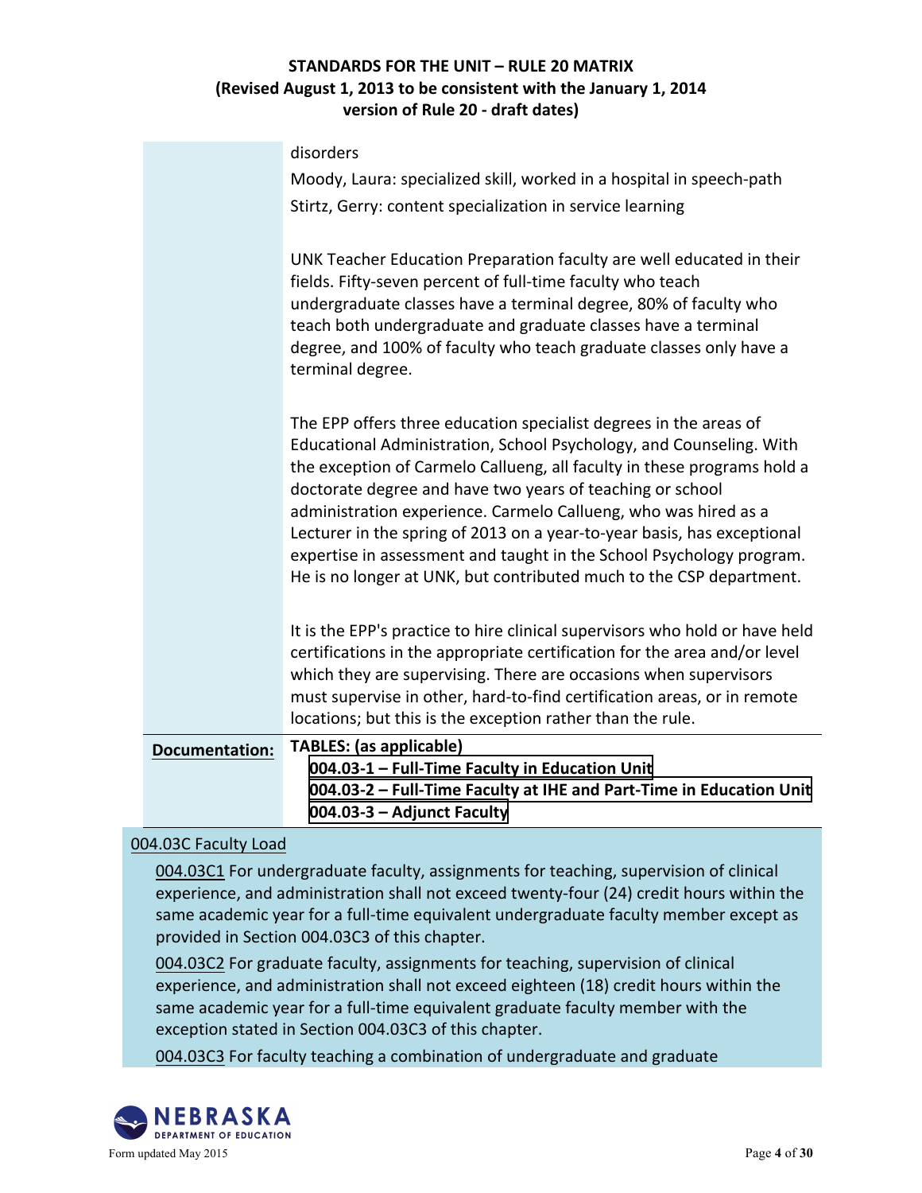disorders

Moody, Laura: specialized skill, worked in a hospital in speech-path

Stirtz, Gerry: content specialization in service learning

UNK Teacher Education Preparation faculty are well educated in their fields. Fifty-seven percent of full-time faculty who teach undergraduate classes have a terminal degree, 80% of faculty who teach both undergraduate and graduate classes have a terminal degree, and 100% of faculty who teach graduate classes only have a terminal degree.

The EPP offers three education specialist degrees in the areas of Educational Administration, School Psychology, and Counseling. With the exception of Carmelo Callueng, all faculty in these programs hold a doctorate degree and have two years of teaching or school administration experience. Carmelo Callueng, who was hired as a Lecturer in the spring of 2013 on a year-to-year basis, has exceptional expertise in assessment and taught in the School Psychology program. He is no longer at UNK, but contributed much to the CSP department.

It is the EPP's practice to hire clinical supervisors who hold or have held certifications in the appropriate certification for the area and/or level which they are supervising. There are occasions when supervisors must supervise in other, hard-to-find certification areas, or in remote locations; but this is the exception rather than the rule.

**Documentation:** **TABLES: (as applicable)**

- **004.03-1 – Full-Time Faculty in Education Unit**
- **004.03-2 – Full-Time Faculty at IHE and Part-Time in Education Unit**
- **004.03-3 – Adjunct Faculty**

004.03C Faculty Load

004.03C1 For undergraduate faculty, assignments for teaching, supervision of clinical experience, and administration shall not exceed twenty-four (24) credit hours within the same academic year for a full-time equivalent undergraduate faculty member except as provided in Section 004.03C3 of this chapter.

004.03C2 For graduate faculty, assignments for teaching, supervision of clinical experience, and administration shall not exceed eighteen (18) credit hours within the same academic year for a full-time equivalent graduate faculty member with the exception stated in Section 004.03C3 of this chapter.

004.03C3 For faculty teaching a combination of undergraduate and graduate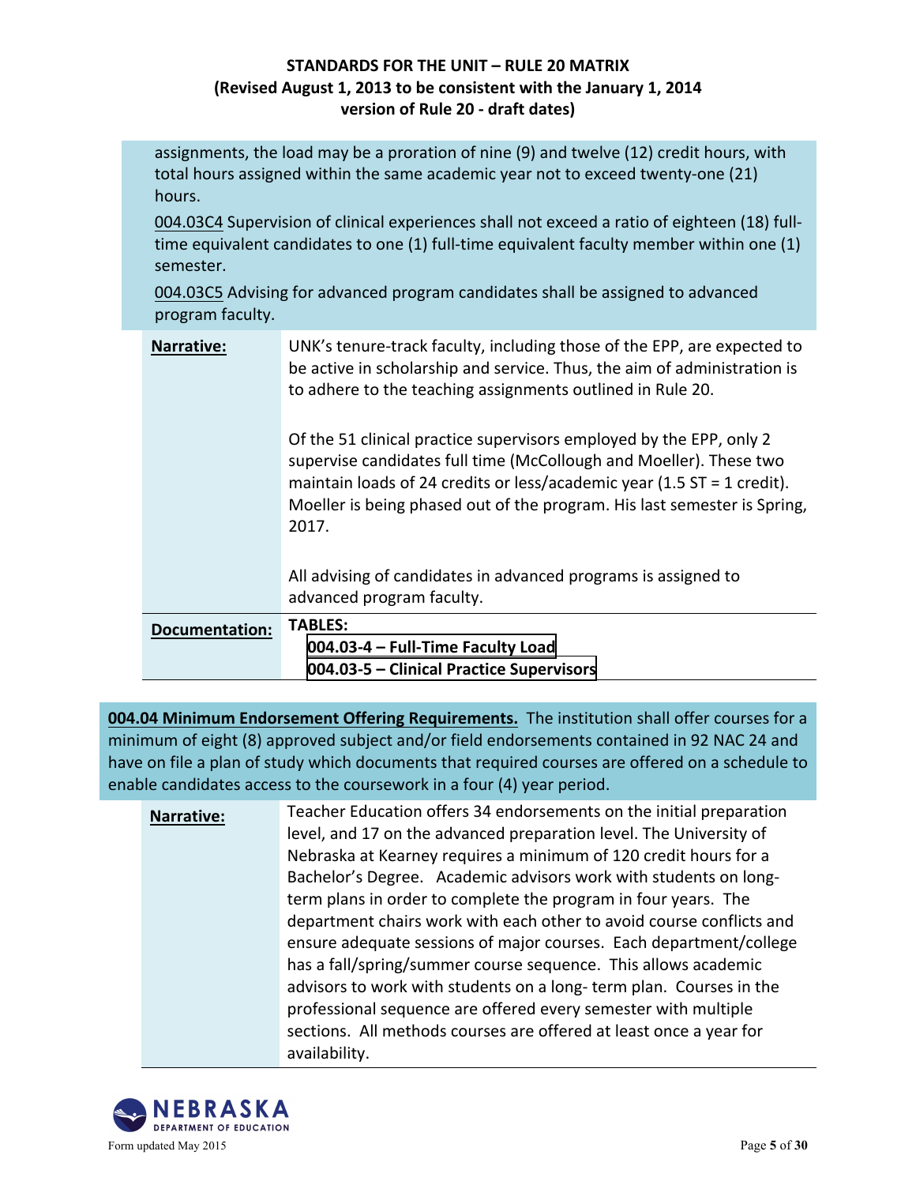assignments, the load may be a proration of nine (9) and twelve (12) credit hours, with total hours assigned within the same academic year not to exceed twenty-one (21) hours.

004.03C4 Supervision of clinical experiences shall not exceed a ratio of eighteen (18) full-time equivalent candidates to one (1) full-time equivalent faculty member within one (1) semester.

004.03C5 Advising for advanced program candidates shall be assigned to advanced program faculty.

| | |
|---|---|
| **Narrative:** | UNK's tenure-track faculty, including those of the EPP, are expected to be active in scholarship and service. Thus, the aim of administration is to adhere to the teaching assignments outlined in Rule 20.<br><br>Of the 51 clinical practice supervisors employed by the EPP, only 2 supervise candidates full time (McCollough and Moeller). These two maintain loads of 24 credits or less/academic year (1.5 ST = 1 credit). Moeller is being phased out of the program. His last semester is Spring, 2017.<br><br>All advising of candidates in advanced programs is assigned to advanced program faculty. |
| **Documentation:** | **TABLES:**<br>**004.03-4 – Full-Time Faculty Load**<br>**004.03-5 – Clinical Practice Supervisors** |

**004.04 Minimum Endorsement Offering Requirements.** The institution shall offer courses for a minimum of eight (8) approved subject and/or field endorsements contained in 92 NAC 24 and have on file a plan of study which documents that required courses are offered on a schedule to enable candidates access to the coursework in a four (4) year period.

| | |
|---|---|
| **Narrative:** | Teacher Education offers 34 endorsements on the initial preparation level, and 17 on the advanced preparation level. The University of Nebraska at Kearney requires a minimum of 120 credit hours for a Bachelor's Degree. Academic advisors work with students on long-term plans in order to complete the program in four years. The department chairs work with each other to avoid course conflicts and ensure adequate sessions of major courses. Each department/college has a fall/spring/summer course sequence. This allows academic advisors to work with students on a long- term plan. Courses in the professional sequence are offered every semester with multiple sections. All methods courses are offered at least once a year for availability. |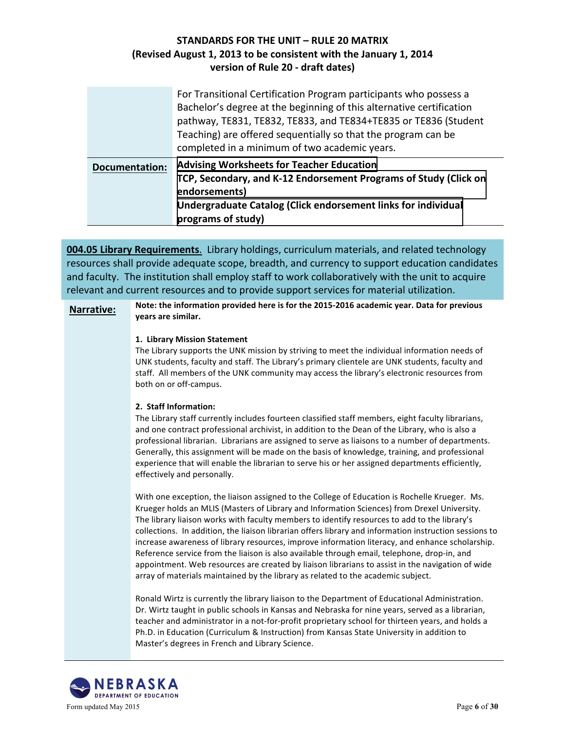For Transitional Certification Program participants who possess a Bachelor's degree at the beginning of this alternative certification pathway, TE831, TE832, TE833, and TE834+TE835 or TE836 (Student Teaching) are offered sequentially so that the program can be completed in a minimum of two academic years.

**Documentation:**

- **Advising Worksheets for Teacher Education**
- **TCP, Secondary, and K-12 Endorsement Programs of Study (Click on endorsements)**
- **Undergraduate Catalog (Click endorsement links for individual programs of study)**

**004.05 Library Requirements**. Library holdings, curriculum materials, and related technology resources shall provide adequate scope, breadth, and currency to support education candidates and faculty. The institution shall employ staff to work collaboratively with the unit to acquire relevant and current resources and to provide support services for material utilization.

**Narrative:**

**Note: the information provided here is for the 2015-2016 academic year. Data for previous years are similar.**

**1. Library Mission Statement**

The Library supports the UNK mission by striving to meet the individual information needs of UNK students, faculty and staff. The Library's primary clientele are UNK students, faculty and staff. All members of the UNK community may access the library's electronic resources from both on or off-campus.

**2. Staff Information:**

The Library staff currently includes fourteen classified staff members, eight faculty librarians, and one contract professional archivist, in addition to the Dean of the Library, who is also a professional librarian. Librarians are assigned to serve as liaisons to a number of departments. Generally, this assignment will be made on the basis of knowledge, training, and professional experience that will enable the librarian to serve his or her assigned departments efficiently, effectively and personally.

With one exception, the liaison assigned to the College of Education is Rochelle Krueger. Ms. Krueger holds an MLIS (Masters of Library and Information Sciences) from Drexel University. The library liaison works with faculty members to identify resources to add to the library's collections. In addition, the liaison librarian offers library and information instruction sessions to increase awareness of library resources, improve information literacy, and enhance scholarship. Reference service from the liaison is also available through email, telephone, drop-in, and appointment. Web resources are created by liaison librarians to assist in the navigation of wide array of materials maintained by the library as related to the academic subject.

Ronald Wirtz is currently the library liaison to the Department of Educational Administration. Dr. Wirtz taught in public schools in Kansas and Nebraska for nine years, served as a librarian, teacher and administrator in a not-for-profit proprietary school for thirteen years, and holds a Ph.D. in Education (Curriculum & Instruction) from Kansas State University in addition to Master's degrees in French and Library Science.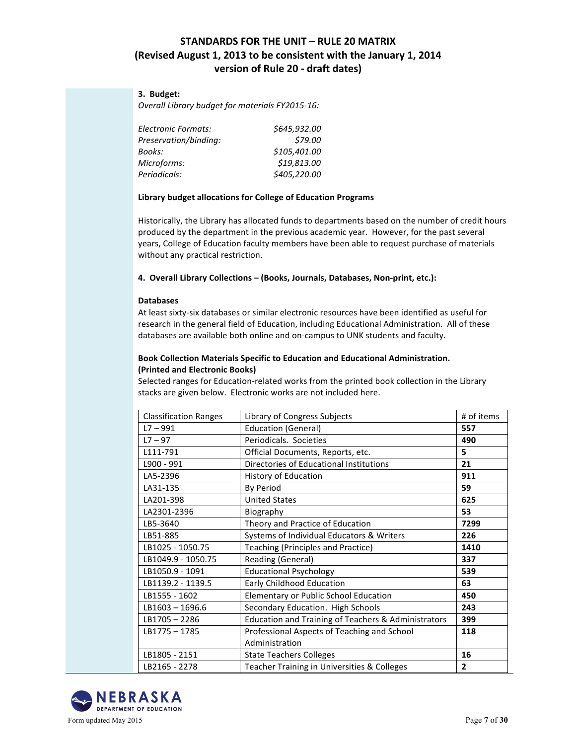# STANDARDS FOR THE UNIT – RULE 20 MATRIX (Revised August 1, 2013 to be consistent with the January 1, 2014 version of Rule 20 - draft dates)

**3. Budget:**

*Overall Library budget for materials FY2015-16:*

| | |
|---|---|
| *Electronic Formats:* | *$645,932.00* |
| *Preservation/binding:* | *$79.00* |
| *Books:* | *$105,401.00* |
| *Microforms:* | *$19,813.00* |
| *Periodicals:* | *$405,220.00* |

**Library budget allocations for College of Education Programs**

Historically, the Library has allocated funds to departments based on the number of credit hours produced by the department in the previous academic year. However, for the past several years, College of Education faculty members have been able to request purchase of materials without any practical restriction.

**4. Overall Library Collections – (Books, Journals, Databases, Non-print, etc.):**

**Databases**

At least sixty-six databases or similar electronic resources have been identified as useful for research in the general field of Education, including Educational Administration. All of these databases are available both online and on-campus to UNK students and faculty.

**Book Collection Materials Specific to Education and Educational Administration. (Printed and Electronic Books)**

Selected ranges for Education-related works from the printed book collection in the Library stacks are given below. Electronic works are not included here.

| Classification Ranges | Library of Congress Subjects | # of items |
|---|---|---|
| L7 – 991 | Education (General) | **557** |
| L7 – 97 | Periodicals. Societies | **490** |
| L111-791 | Official Documents, Reports, etc. | **5** |
| L900 - 991 | Directories of Educational Institutions | **21** |
| LA5-2396 | History of Education | **911** |
| LA31-135 | By Period | **59** |
| LA201-398 | United States | **625** |
| LA2301-2396 | Biography | **53** |
| LB5-3640 | Theory and Practice of Education | **7299** |
| LB51-885 | Systems of Individual Educators & Writers | **226** |
| LB1025 - 1050.75 | Teaching (Principles and Practice) | **1410** |
| LB1049.9 - 1050.75 | Reading (General) | **337** |
| LB1050.9 - 1091 | Educational Psychology | **539** |
| LB1139.2 - 1139.5 | Early Childhood Education | **63** |
| LB1555 - 1602 | Elementary or Public School Education | **450** |
| LB1603 – 1696.6 | Secondary Education. High Schools | **243** |
| LB1705 – 2286 | Education and Training of Teachers & Administrators | **399** |
| LB1775 – 1785 | Professional Aspects of Teaching and School Administration | **118** |
| LB1805 - 2151 | State Teachers Colleges | **16** |
| LB2165 - 2278 | Teacher Training in Universities & Colleges | **2** |

Form updated May 2015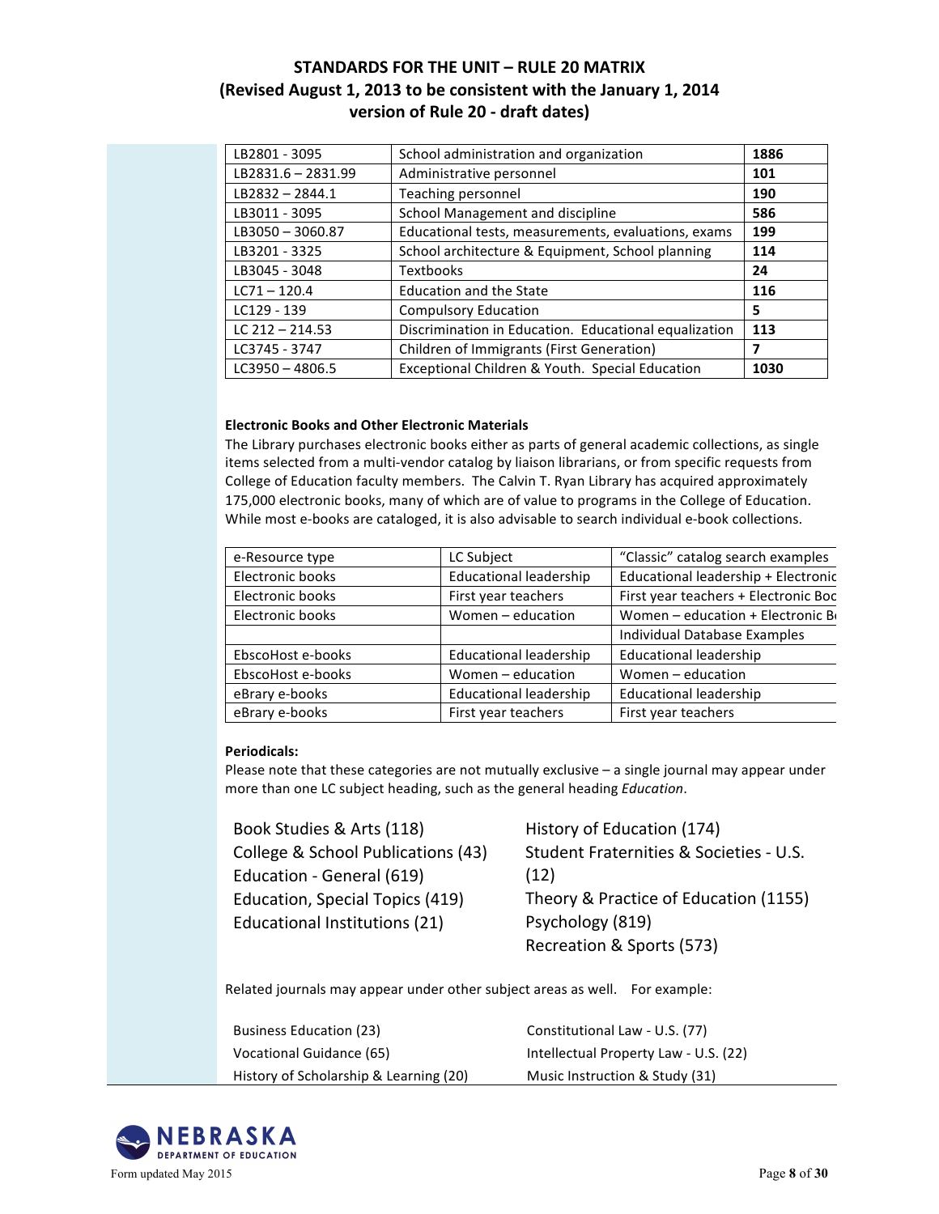# STANDARDS FOR THE UNIT – RULE 20 MATRIX (Revised August 1, 2013 to be consistent with the January 1, 2014 version of Rule 20 - draft dates)

| LB2801 - 3095 | School administration and organization | **1886** |
|---|---|---|
| LB2831.6 – 2831.99 | Administrative personnel | **101** |
| LB2832 – 2844.1 | Teaching personnel | **190** |
| LB3011 - 3095 | School Management and discipline | **586** |
| LB3050 – 3060.87 | Educational tests, measurements, evaluations, exams | **199** |
| LB3201 - 3325 | School architecture & Equipment, School planning | **114** |
| LB3045 - 3048 | Textbooks | **24** |
| LC71 – 120.4 | Education and the State | **116** |
| LC129 - 139 | Compulsory Education | **5** |
| LC 212 – 214.53 | Discrimination in Education. Educational equalization | **113** |
| LC3745 - 3747 | Children of Immigrants (First Generation) | **7** |
| LC3950 – 4806.5 | Exceptional Children & Youth. Special Education | **1030** |

**Electronic Books and Other Electronic Materials**

The Library purchases electronic books either as parts of general academic collections, as single items selected from a multi-vendor catalog by liaison librarians, or from specific requests from College of Education faculty members. The Calvin T. Ryan Library has acquired approximately 175,000 electronic books, many of which are of value to programs in the College of Education. While most e-books are cataloged, it is also advisable to search individual e-book collections.

| e-Resource type | LC Subject | "Classic" catalog search examples |
|---|---|---|
| Electronic books | Educational leadership | Educational leadership + Electronic |
| Electronic books | First year teachers | First year teachers + Electronic Boo |
| Electronic books | Women – education | Women – education + Electronic B |
| | | Individual Database Examples |
| EbscoHost e-books | Educational leadership | Educational leadership |
| EbscoHost e-books | Women – education | Women – education |
| eBrary e-books | Educational leadership | Educational leadership |
| eBrary e-books | First year teachers | First year teachers |

**Periodicals:**

Please note that these categories are not mutually exclusive – a single journal may appear under more than one LC subject heading, such as the general heading *Education*.

- Book Studies & Arts (118)
- College & School Publications (43)
- Education - General (619)
- Education, Special Topics (419)
- Educational Institutions (21)
- History of Education (174)
- Student Fraternities & Societies - U.S. (12)
- Theory & Practice of Education (1155)
- Psychology (819)
- Recreation & Sports (573)

Related journals may appear under other subject areas as well. For example:

- Business Education (23)
- Vocational Guidance (65)
- History of Scholarship & Learning (20)
- Constitutional Law - U.S. (77)
- Intellectual Property Law - U.S. (22)
- Music Instruction & Study (31)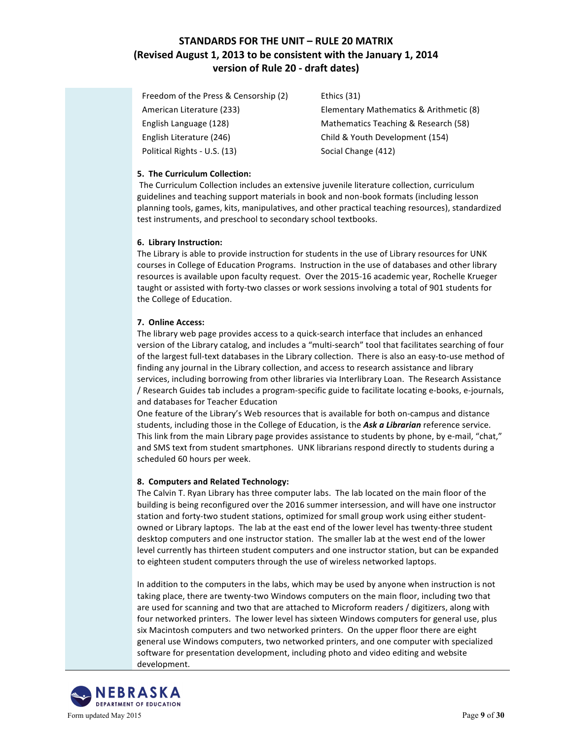# STANDARDS FOR THE UNIT – RULE 20 MATRIX (Revised August 1, 2013 to be consistent with the January 1, 2014 version of Rule 20 - draft dates)

| | |
|---|---|
| Freedom of the Press & Censorship (2) | Ethics (31) |
| American Literature (233) | Elementary Mathematics & Arithmetic (8) |
| English Language (128) | Mathematics Teaching & Research (58) |
| English Literature (246) | Child & Youth Development (154) |
| Political Rights - U.S. (13) | Social Change (412) |

**5. The Curriculum Collection:**

The Curriculum Collection includes an extensive juvenile literature collection, curriculum guidelines and teaching support materials in book and non-book formats (including lesson planning tools, games, kits, manipulatives, and other practical teaching resources), standardized test instruments, and preschool to secondary school textbooks.

**6. Library Instruction:**

The Library is able to provide instruction for students in the use of Library resources for UNK courses in College of Education Programs. Instruction in the use of databases and other library resources is available upon faculty request. Over the 2015-16 academic year, Rochelle Krueger taught or assisted with forty-two classes or work sessions involving a total of 901 students for the College of Education.

**7. Online Access:**

The library web page provides access to a quick-search interface that includes an enhanced version of the Library catalog, and includes a "multi-search" tool that facilitates searching of four of the largest full-text databases in the Library collection. There is also an easy-to-use method of finding any journal in the Library collection, and access to research assistance and library services, including borrowing from other libraries via Interlibrary Loan. The Research Assistance / Research Guides tab includes a program-specific guide to facilitate locating e-books, e-journals, and databases for Teacher Education

One feature of the Library's Web resources that is available for both on-campus and distance students, including those in the College of Education, is the ***Ask a Librarian*** reference service. This link from the main Library page provides assistance to students by phone, by e-mail, "chat," and SMS text from student smartphones. UNK librarians respond directly to students during a scheduled 60 hours per week.

**8. Computers and Related Technology:**

The Calvin T. Ryan Library has three computer labs. The lab located on the main floor of the building is being reconfigured over the 2016 summer intersession, and will have one instructor station and forty-two student stations, optimized for small group work using either student-owned or Library laptops. The lab at the east end of the lower level has twenty-three student desktop computers and one instructor station. The smaller lab at the west end of the lower level currently has thirteen student computers and one instructor station, but can be expanded to eighteen student computers through the use of wireless networked laptops.

In addition to the computers in the labs, which may be used by anyone when instruction is not taking place, there are twenty-two Windows computers on the main floor, including two that are used for scanning and two that are attached to Microform readers / digitizers, along with four networked printers. The lower level has sixteen Windows computers for general use, plus six Macintosh computers and two networked printers. On the upper floor there are eight general use Windows computers, two networked printers, and one computer with specialized software for presentation development, including photo and video editing and website development.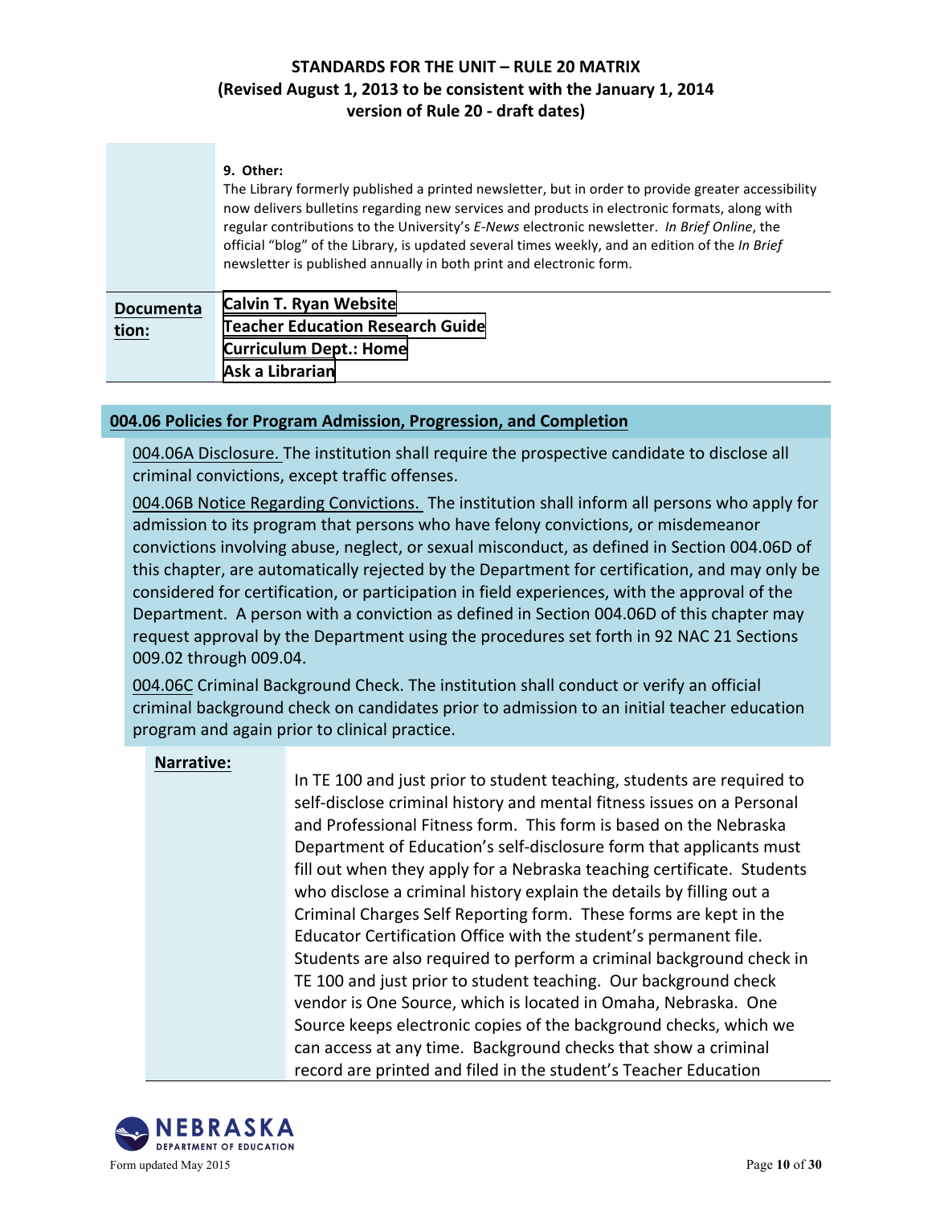**STANDARDS FOR THE UNIT – RULE 20 MATRIX**
**(Revised August 1, 2013 to be consistent with the January 1, 2014 version of Rule 20 - draft dates)**

**9. Other:**
The Library formerly published a printed newsletter, but in order to provide greater accessibility now delivers bulletins regarding new services and products in electronic formats, along with regular contributions to the University's *E-News* electronic newsletter. *In Brief Online*, the official "blog" of the Library, is updated several times weekly, and an edition of the *In Brief* newsletter is published annually in both print and electronic form.

**Documentation:**
**Calvin T. Ryan Website**
**Teacher Education Research Guide**
**Curriculum Dept.: Home**
**Ask a Librarian**

## 004.06 Policies for Program Admission, Progression, and Completion

004.06A Disclosure. The institution shall require the prospective candidate to disclose all criminal convictions, except traffic offenses.

004.06B Notice Regarding Convictions. The institution shall inform all persons who apply for admission to its program that persons who have felony convictions, or misdemeanor convictions involving abuse, neglect, or sexual misconduct, as defined in Section 004.06D of this chapter, are automatically rejected by the Department for certification, and may only be considered for certification, or participation in field experiences, with the approval of the Department. A person with a conviction as defined in Section 004.06D of this chapter may request approval by the Department using the procedures set forth in 92 NAC 21 Sections 009.02 through 009.04.

004.06C Criminal Background Check. The institution shall conduct or verify an official criminal background check on candidates prior to admission to an initial teacher education program and again prior to clinical practice.

**Narrative:**

In TE 100 and just prior to student teaching, students are required to self-disclose criminal history and mental fitness issues on a Personal and Professional Fitness form. This form is based on the Nebraska Department of Education's self-disclosure form that applicants must fill out when they apply for a Nebraska teaching certificate. Students who disclose a criminal history explain the details by filling out a Criminal Charges Self Reporting form. These forms are kept in the Educator Certification Office with the student's permanent file. Students are also required to perform a criminal background check in TE 100 and just prior to student teaching. Our background check vendor is One Source, which is located in Omaha, Nebraska. One Source keeps electronic copies of the background checks, which we can access at any time. Background checks that show a criminal record are printed and filed in the student's Teacher Education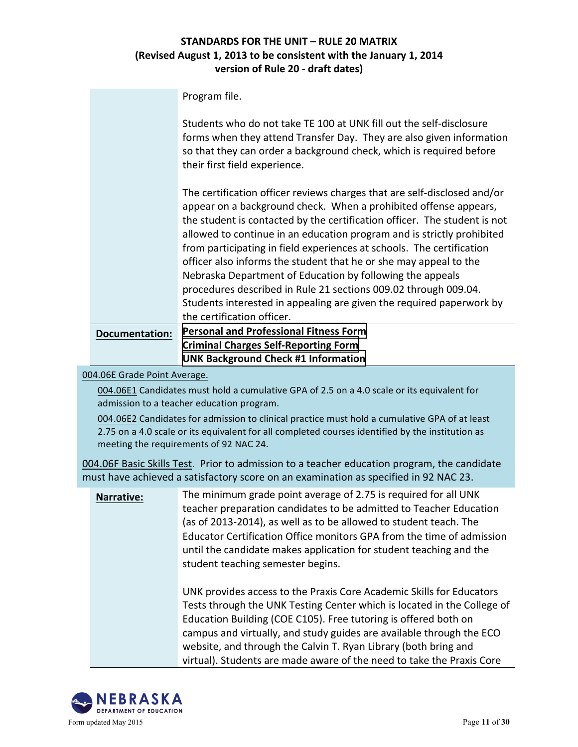Program file.

Students who do not take TE 100 at UNK fill out the self-disclosure forms when they attend Transfer Day. They are also given information so that they can order a background check, which is required before their first field experience.

The certification officer reviews charges that are self-disclosed and/or appear on a background check. When a prohibited offense appears, the student is contacted by the certification officer. The student is not allowed to continue in an education program and is strictly prohibited from participating in field experiences at schools. The certification officer also informs the student that he or she may appeal to the Nebraska Department of Education by following the appeals procedures described in Rule 21 sections 009.02 through 009.04. Students interested in appealing are given the required paperwork by the certification officer.

**Documentation:**
**Personal and Professional Fitness Form**
**Criminal Charges Self-Reporting Form**
**UNK Background Check #1 Information**

004.06E Grade Point Average.

004.06E1 Candidates must hold a cumulative GPA of 2.5 on a 4.0 scale or its equivalent for admission to a teacher education program.

004.06E2 Candidates for admission to clinical practice must hold a cumulative GPA of at least 2.75 on a 4.0 scale or its equivalent for all completed courses identified by the institution as meeting the requirements of 92 NAC 24.

004.06F Basic Skills Test. Prior to admission to a teacher education program, the candidate must have achieved a satisfactory score on an examination as specified in 92 NAC 23.

**Narrative:**

The minimum grade point average of 2.75 is required for all UNK teacher preparation candidates to be admitted to Teacher Education (as of 2013-2014), as well as to be allowed to student teach. The Educator Certification Office monitors GPA from the time of admission until the candidate makes application for student teaching and the student teaching semester begins.

UNK provides access to the Praxis Core Academic Skills for Educators Tests through the UNK Testing Center which is located in the College of Education Building (COE C105). Free tutoring is offered both on campus and virtually, and study guides are available through the ECO website, and through the Calvin T. Ryan Library (both bring and virtual). Students are made aware of the need to take the Praxis Core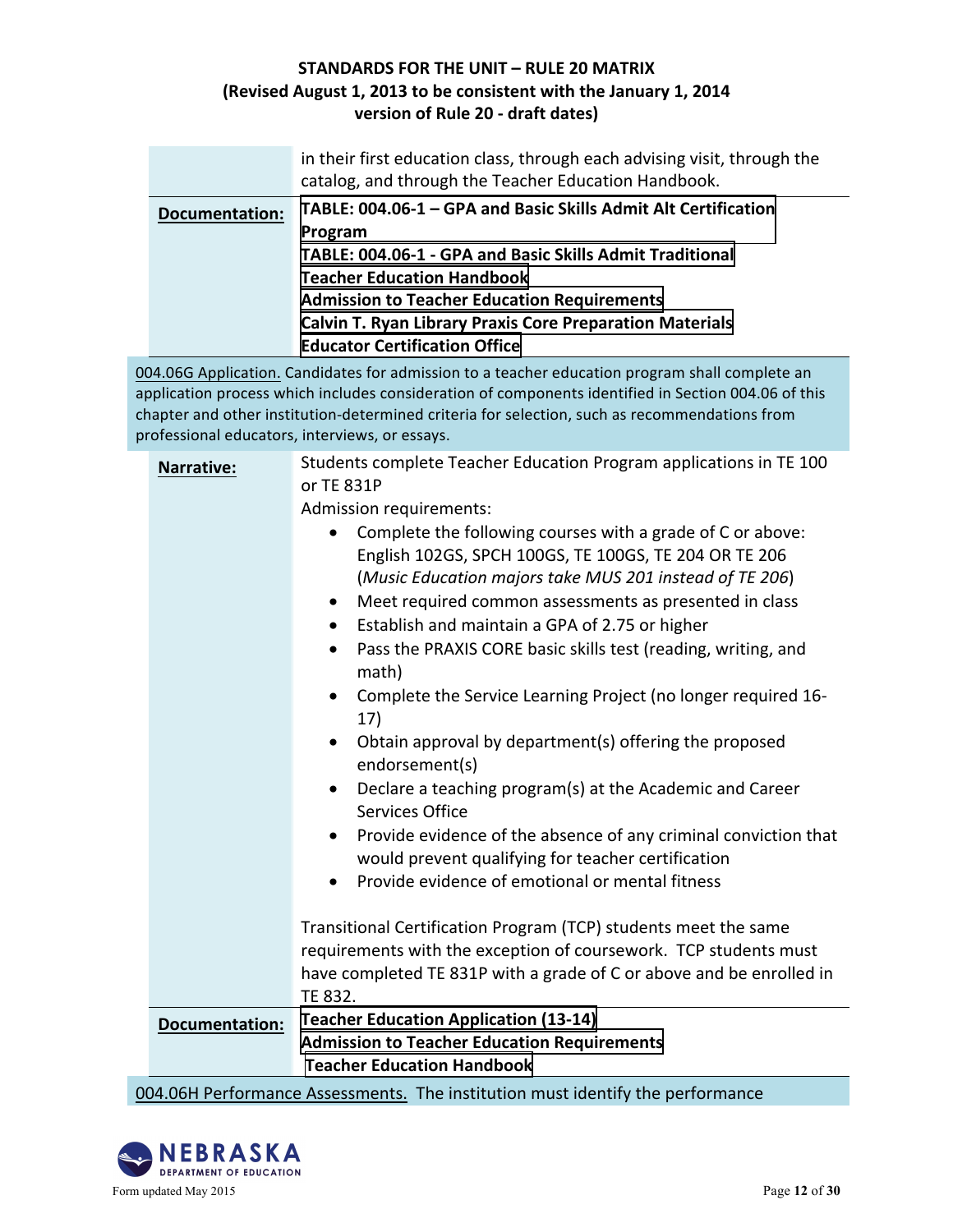in their first education class, through each advising visit, through the catalog, and through the Teacher Education Handbook.

**Documentation:**

**TABLE: 004.06-1 – GPA and Basic Skills Admit Alt Certification Program**
**TABLE: 004.06-1 - GPA and Basic Skills Admit Traditional**
**Teacher Education Handbook**
**Admission to Teacher Education Requirements**
**Calvin T. Ryan Library Praxis Core Preparation Materials**
**Educator Certification Office**

004.06G Application. Candidates for admission to a teacher education program shall complete an application process which includes consideration of components identified in Section 004.06 of this chapter and other institution-determined criteria for selection, such as recommendations from professional educators, interviews, or essays.

**Narrative:**

Students complete Teacher Education Program applications in TE 100 or TE 831P

Admission requirements:

- Complete the following courses with a grade of C or above: English 102GS, SPCH 100GS, TE 100GS, TE 204 OR TE 206 (*Music Education majors take MUS 201 instead of TE 206*)
- Meet required common assessments as presented in class
- Establish and maintain a GPA of 2.75 or higher
- Pass the PRAXIS CORE basic skills test (reading, writing, and math)
- Complete the Service Learning Project (no longer required 16-17)
- Obtain approval by department(s) offering the proposed endorsement(s)
- Declare a teaching program(s) at the Academic and Career Services Office
- Provide evidence of the absence of any criminal conviction that would prevent qualifying for teacher certification
- Provide evidence of emotional or mental fitness

Transitional Certification Program (TCP) students meet the same requirements with the exception of coursework. TCP students must have completed TE 831P with a grade of C or above and be enrolled in TE 832.

**Documentation:**

**Teacher Education Application (13-14)**
**Admission to Teacher Education Requirements**
**Teacher Education Handbook**

004.06H Performance Assessments. The institution must identify the performance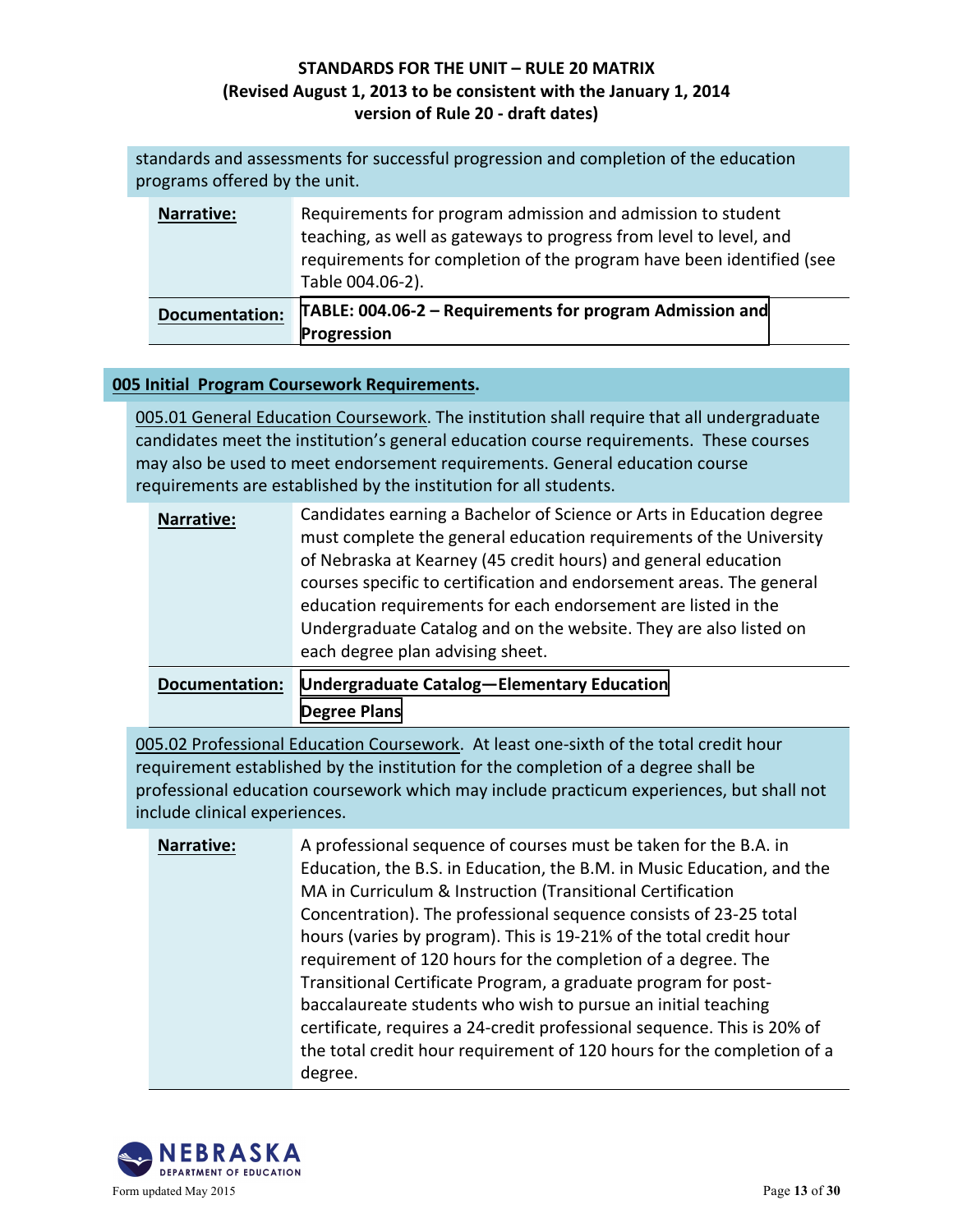standards and assessments for successful progression and completion of the education programs offered by the unit.

| | |
|---|---|
| **Narrative:** | Requirements for program admission and admission to student teaching, as well as gateways to progress from level to level, and requirements for completion of the program have been identified (see Table 004.06-2). |
| **Documentation:** | **TABLE: 004.06-2 – Requirements for program Admission and Progression** |

## 005 Initial Program Coursework Requirements.

005.01 General Education Coursework. The institution shall require that all undergraduate candidates meet the institution's general education course requirements. These courses may also be used to meet endorsement requirements. General education course requirements are established by the institution for all students.

| | |
|---|---|
| **Narrative:** | Candidates earning a Bachelor of Science or Arts in Education degree must complete the general education requirements of the University of Nebraska at Kearney (45 credit hours) and general education courses specific to certification and endorsement areas. The general education requirements for each endorsement are listed in the Undergraduate Catalog and on the website. They are also listed on each degree plan advising sheet. |
| **Documentation:** | **Undergraduate Catalog—Elementary Education**<br>**Degree Plans** |

005.02 Professional Education Coursework. At least one-sixth of the total credit hour requirement established by the institution for the completion of a degree shall be professional education coursework which may include practicum experiences, but shall not include clinical experiences.

| | |
|---|---|
| **Narrative:** | A professional sequence of courses must be taken for the B.A. in Education, the B.S. in Education, the B.M. in Music Education, and the MA in Curriculum & Instruction (Transitional Certification Concentration). The professional sequence consists of 23-25 total hours (varies by program). This is 19-21% of the total credit hour requirement of 120 hours for the completion of a degree. The Transitional Certificate Program, a graduate program for post-baccalaureate students who wish to pursue an initial teaching certificate, requires a 24-credit professional sequence. This is 20% of the total credit hour requirement of 120 hours for the completion of a degree. |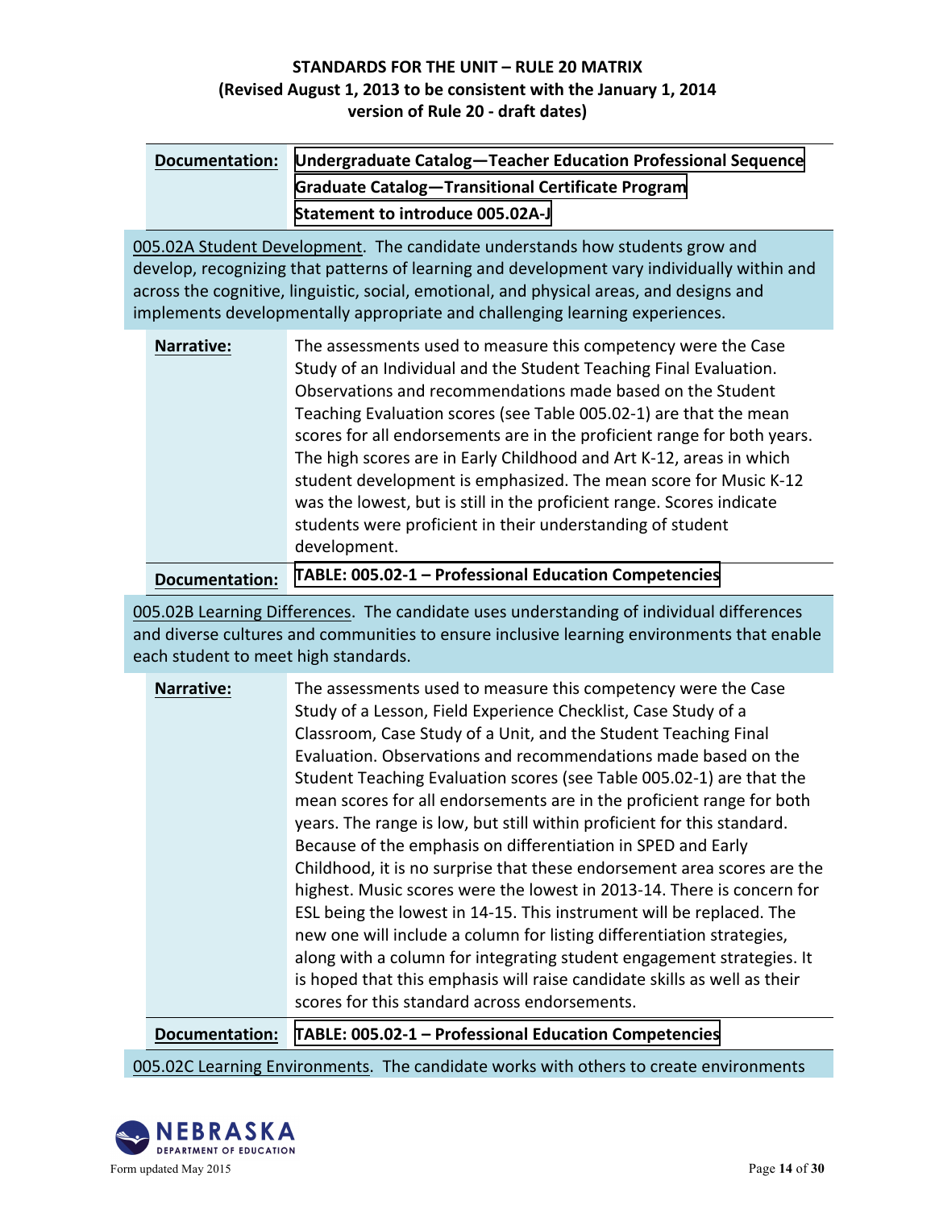**Documentation:** **Undergraduate Catalog—Teacher Education Professional Sequence**
**Graduate Catalog—Transitional Certificate Program**
**Statement to introduce 005.02A-J**

005.02A Student Development. The candidate understands how students grow and develop, recognizing that patterns of learning and development vary individually within and across the cognitive, linguistic, social, emotional, and physical areas, and designs and implements developmentally appropriate and challenging learning experiences.

**Narrative:** The assessments used to measure this competency were the Case Study of an Individual and the Student Teaching Final Evaluation. Observations and recommendations made based on the Student Teaching Evaluation scores (see Table 005.02-1) are that the mean scores for all endorsements are in the proficient range for both years. The high scores are in Early Childhood and Art K-12, areas in which student development is emphasized. The mean score for Music K-12 was the lowest, but is still in the proficient range. Scores indicate students were proficient in their understanding of student development.

**Documentation:** **TABLE: 005.02-1 – Professional Education Competencies**

005.02B Learning Differences. The candidate uses understanding of individual differences and diverse cultures and communities to ensure inclusive learning environments that enable each student to meet high standards.

**Narrative:** The assessments used to measure this competency were the Case Study of a Lesson, Field Experience Checklist, Case Study of a Classroom, Case Study of a Unit, and the Student Teaching Final Evaluation. Observations and recommendations made based on the Student Teaching Evaluation scores (see Table 005.02-1) are that the mean scores for all endorsements are in the proficient range for both years. The range is low, but still within proficient for this standard. Because of the emphasis on differentiation in SPED and Early Childhood, it is no surprise that these endorsement area scores are the highest. Music scores were the lowest in 2013-14. There is concern for ESL being the lowest in 14-15. This instrument will be replaced. The new one will include a column for listing differentiation strategies, along with a column for integrating student engagement strategies. It is hoped that this emphasis will raise candidate skills as well as their scores for this standard across endorsements.

**Documentation:** **TABLE: 005.02-1 – Professional Education Competencies**

005.02C Learning Environments. The candidate works with others to create environments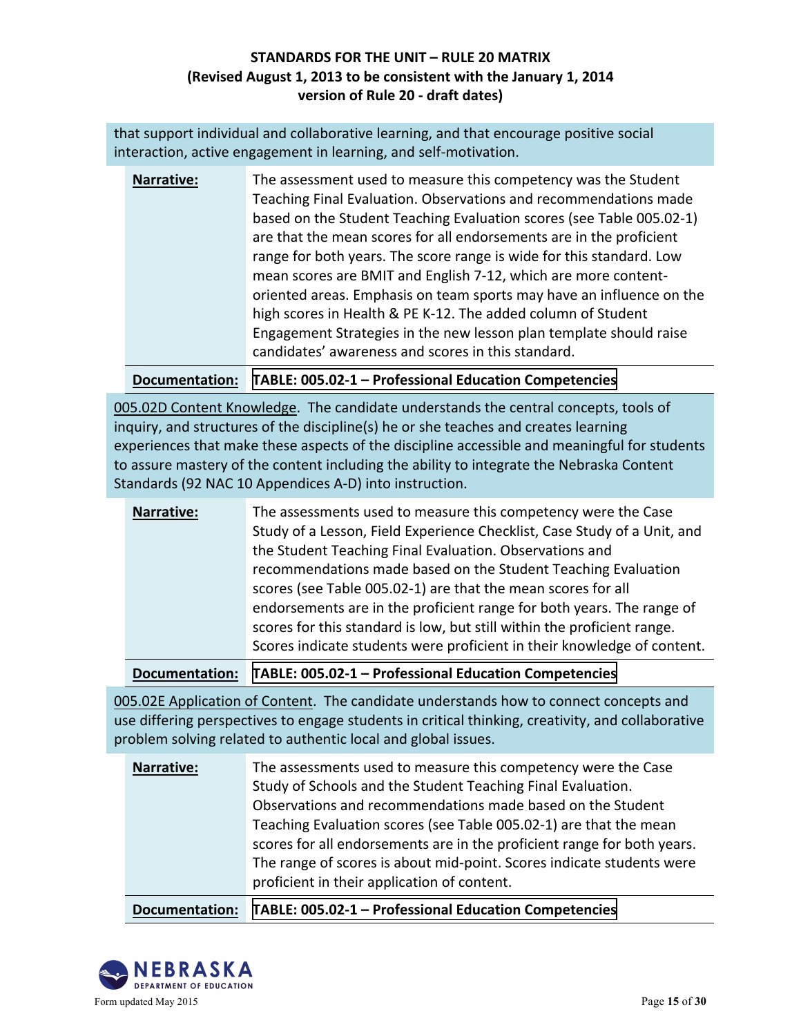that support individual and collaborative learning, and that encourage positive social interaction, active engagement in learning, and self-motivation.

| | |
|---|---|
| **Narrative:** | The assessment used to measure this competency was the Student Teaching Final Evaluation. Observations and recommendations made based on the Student Teaching Evaluation scores (see Table 005.02-1) are that the mean scores for all endorsements are in the proficient range for both years. The score range is wide for this standard. Low mean scores are BMIT and English 7-12, which are more content-oriented areas. Emphasis on team sports may have an influence on the high scores in Health & PE K-12. The added column of Student Engagement Strategies in the new lesson plan template should raise candidates' awareness and scores in this standard. |
| **Documentation:** | **TABLE: 005.02-1 – Professional Education Competencies** |

005.02D Content Knowledge. The candidate understands the central concepts, tools of inquiry, and structures of the discipline(s) he or she teaches and creates learning experiences that make these aspects of the discipline accessible and meaningful for students to assure mastery of the content including the ability to integrate the Nebraska Content Standards (92 NAC 10 Appendices A-D) into instruction.

| | |
|---|---|
| **Narrative:** | The assessments used to measure this competency were the Case Study of a Lesson, Field Experience Checklist, Case Study of a Unit, and the Student Teaching Final Evaluation. Observations and recommendations made based on the Student Teaching Evaluation scores (see Table 005.02-1) are that the mean scores for all endorsements are in the proficient range for both years. The range of scores for this standard is low, but still within the proficient range. Scores indicate students were proficient in their knowledge of content. |
| **Documentation:** | **TABLE: 005.02-1 – Professional Education Competencies** |

005.02E Application of Content. The candidate understands how to connect concepts and use differing perspectives to engage students in critical thinking, creativity, and collaborative problem solving related to authentic local and global issues.

| | |
|---|---|
| **Narrative:** | The assessments used to measure this competency were the Case Study of Schools and the Student Teaching Final Evaluation. Observations and recommendations made based on the Student Teaching Evaluation scores (see Table 005.02-1) are that the mean scores for all endorsements are in the proficient range for both years. The range of scores is about mid-point. Scores indicate students were proficient in their application of content. |
| **Documentation:** | **TABLE: 005.02-1 – Professional Education Competencies** |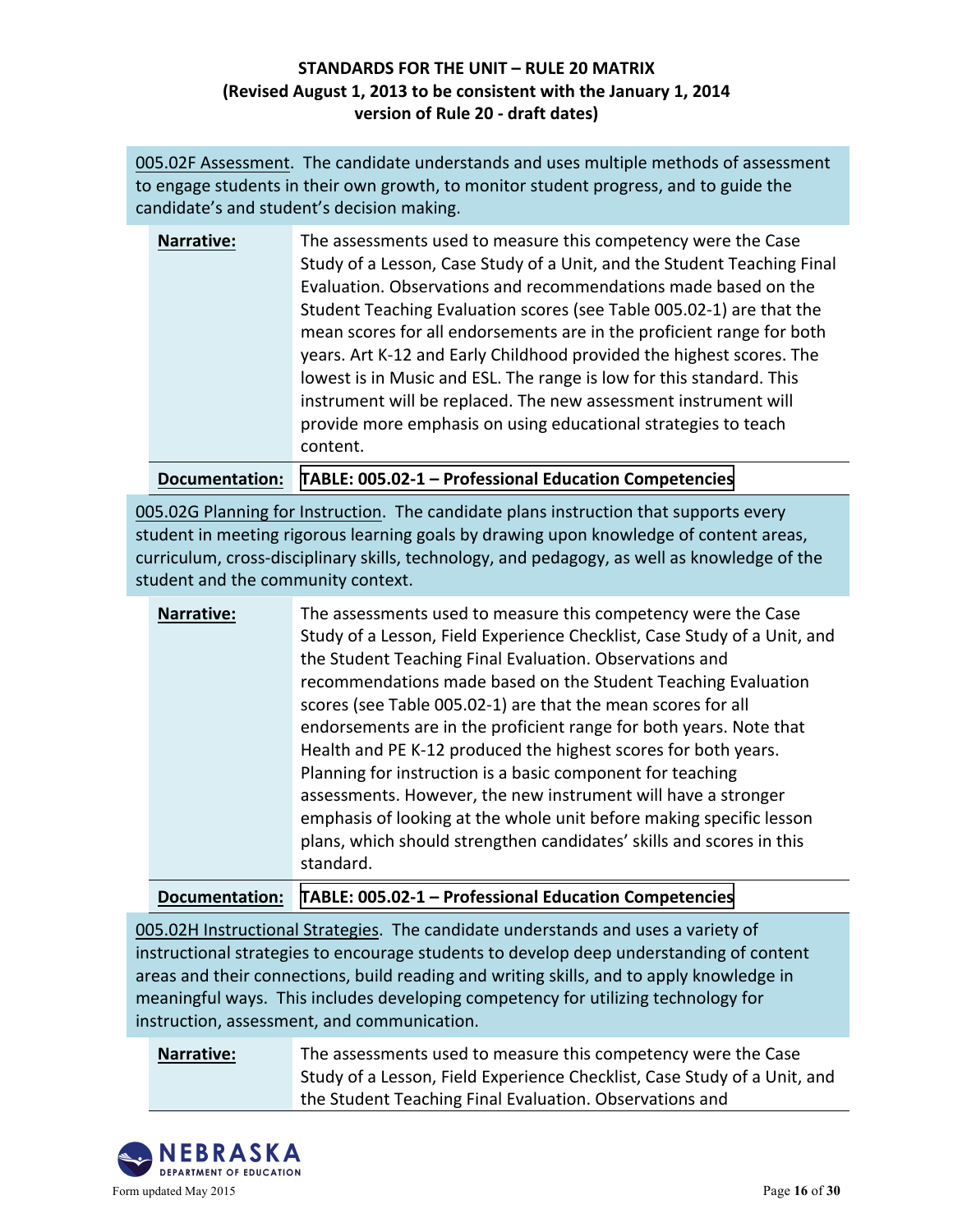**STANDARDS FOR THE UNIT – RULE 20 MATRIX**
**(Revised August 1, 2013 to be consistent with the January 1, 2014 version of Rule 20 - draft dates)**

005.02F Assessment. The candidate understands and uses multiple methods of assessment to engage students in their own growth, to monitor student progress, and to guide the candidate's and student's decision making.

| | |
|---|---|
| **Narrative:** | The assessments used to measure this competency were the Case Study of a Lesson, Case Study of a Unit, and the Student Teaching Final Evaluation. Observations and recommendations made based on the Student Teaching Evaluation scores (see Table 005.02-1) are that the mean scores for all endorsements are in the proficient range for both years. Art K-12 and Early Childhood provided the highest scores. The lowest is in Music and ESL. The range is low for this standard. This instrument will be replaced. The new assessment instrument will provide more emphasis on using educational strategies to teach content. |
| **Documentation:** | **TABLE: 005.02-1 – Professional Education Competencies** |

005.02G Planning for Instruction. The candidate plans instruction that supports every student in meeting rigorous learning goals by drawing upon knowledge of content areas, curriculum, cross-disciplinary skills, technology, and pedagogy, as well as knowledge of the student and the community context.

| | |
|---|---|
| **Narrative:** | The assessments used to measure this competency were the Case Study of a Lesson, Field Experience Checklist, Case Study of a Unit, and the Student Teaching Final Evaluation. Observations and recommendations made based on the Student Teaching Evaluation scores (see Table 005.02-1) are that the mean scores for all endorsements are in the proficient range for both years. Note that Health and PE K-12 produced the highest scores for both years. Planning for instruction is a basic component for teaching assessments. However, the new instrument will have a stronger emphasis of looking at the whole unit before making specific lesson plans, which should strengthen candidates' skills and scores in this standard. |
| **Documentation:** | **TABLE: 005.02-1 – Professional Education Competencies** |

005.02H Instructional Strategies. The candidate understands and uses a variety of instructional strategies to encourage students to develop deep understanding of content areas and their connections, build reading and writing skills, and to apply knowledge in meaningful ways. This includes developing competency for utilizing technology for instruction, assessment, and communication.

| | |
|---|---|
| **Narrative:** | The assessments used to measure this competency were the Case Study of a Lesson, Field Experience Checklist, Case Study of a Unit, and the Student Teaching Final Evaluation. Observations and |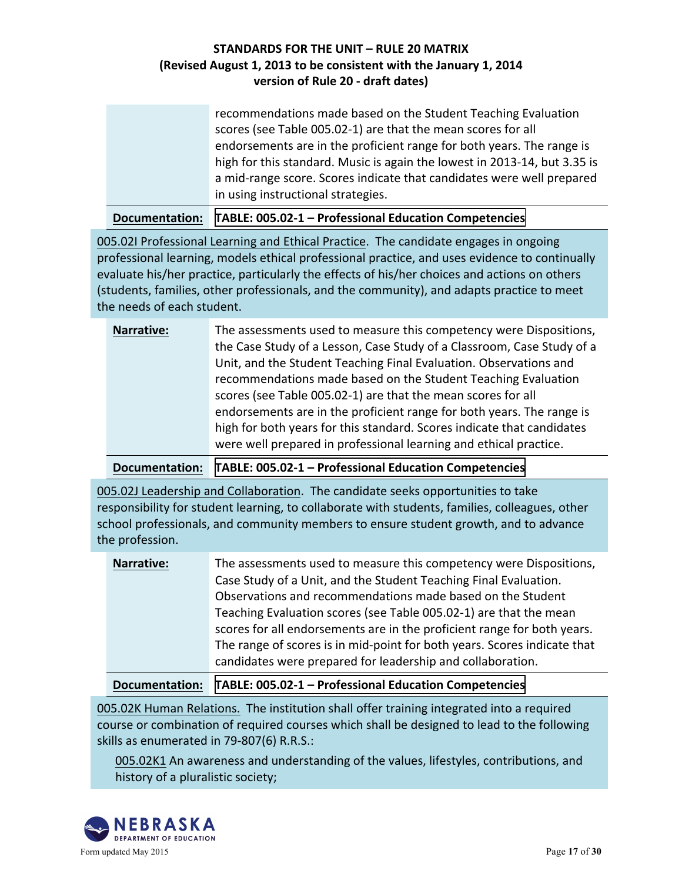| | |
|---|---|
| | recommendations made based on the Student Teaching Evaluation scores (see Table 005.02-1) are that the mean scores for all endorsements are in the proficient range for both years. The range is high for this standard. Music is again the lowest in 2013-14, but 3.35 is a mid-range score. Scores indicate that candidates were well prepared in using instructional strategies. |
| **Documentation:** | **TABLE: 005.02-1 – Professional Education Competencies** |

005.02I Professional Learning and Ethical Practice. The candidate engages in ongoing professional learning, models ethical professional practice, and uses evidence to continually evaluate his/her practice, particularly the effects of his/her choices and actions on others (students, families, other professionals, and the community), and adapts practice to meet the needs of each student.

| | |
|---|---|
| **Narrative:** | The assessments used to measure this competency were Dispositions, the Case Study of a Lesson, Case Study of a Classroom, Case Study of a Unit, and the Student Teaching Final Evaluation. Observations and recommendations made based on the Student Teaching Evaluation scores (see Table 005.02-1) are that the mean scores for all endorsements are in the proficient range for both years. The range is high for both years for this standard. Scores indicate that candidates were well prepared in professional learning and ethical practice. |
| **Documentation:** | **TABLE: 005.02-1 – Professional Education Competencies** |

005.02J Leadership and Collaboration. The candidate seeks opportunities to take responsibility for student learning, to collaborate with students, families, colleagues, other school professionals, and community members to ensure student growth, and to advance the profession.

| | |
|---|---|
| **Narrative:** | The assessments used to measure this competency were Dispositions, Case Study of a Unit, and the Student Teaching Final Evaluation. Observations and recommendations made based on the Student Teaching Evaluation scores (see Table 005.02-1) are that the mean scores for all endorsements are in the proficient range for both years. The range of scores is in mid-point for both years. Scores indicate that candidates were prepared for leadership and collaboration. |
| **Documentation:** | **TABLE: 005.02-1 – Professional Education Competencies** |

005.02K Human Relations. The institution shall offer training integrated into a required course or combination of required courses which shall be designed to lead to the following skills as enumerated in 79-807(6) R.R.S.:

005.02K1 An awareness and understanding of the values, lifestyles, contributions, and history of a pluralistic society;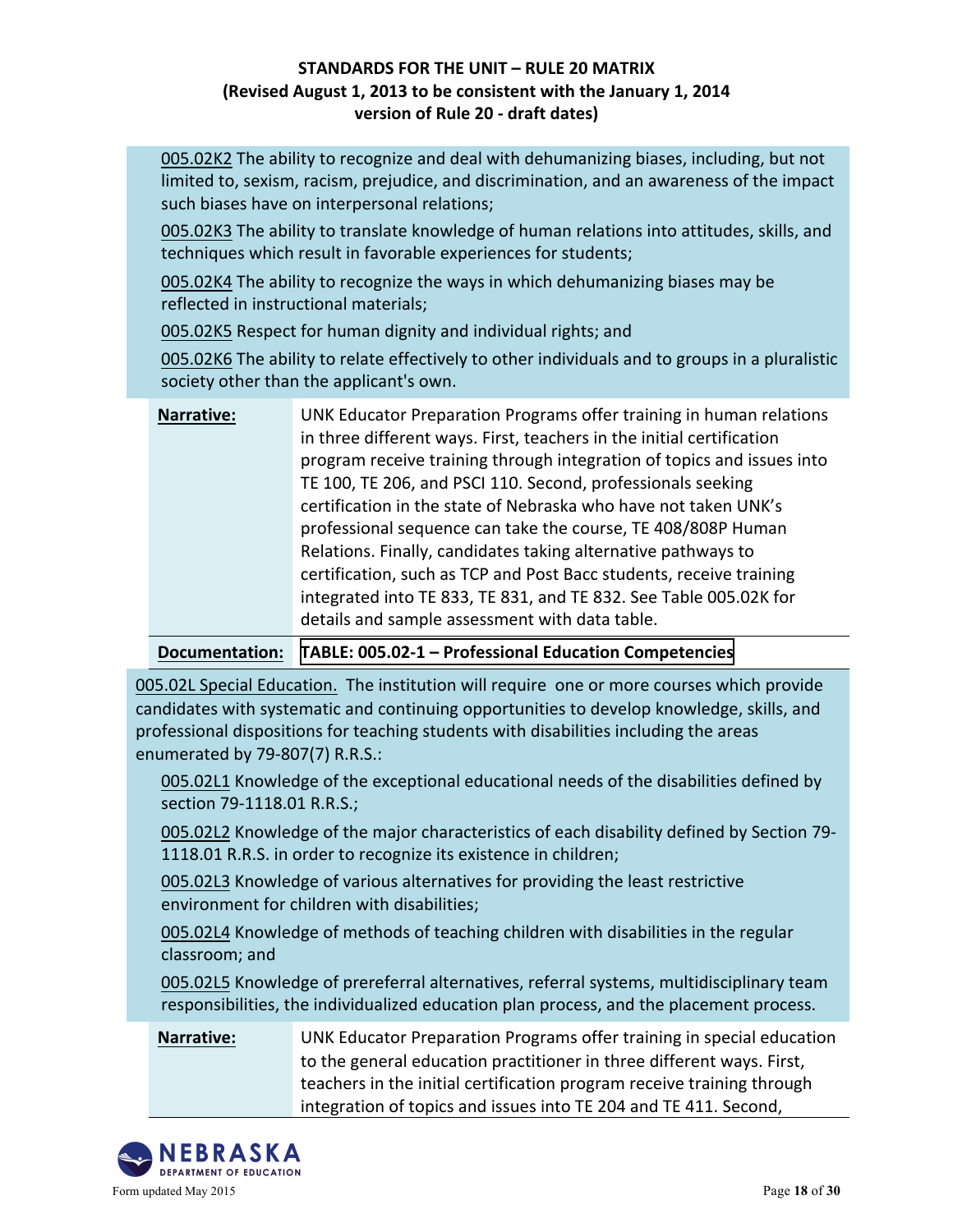005.02K2 The ability to recognize and deal with dehumanizing biases, including, but not limited to, sexism, racism, prejudice, and discrimination, and an awareness of the impact such biases have on interpersonal relations;

005.02K3 The ability to translate knowledge of human relations into attitudes, skills, and techniques which result in favorable experiences for students;

005.02K4 The ability to recognize the ways in which dehumanizing biases may be reflected in instructional materials;

005.02K5 Respect for human dignity and individual rights; and

005.02K6 The ability to relate effectively to other individuals and to groups in a pluralistic society other than the applicant's own.

| | |
|---|---|
| **Narrative:** | UNK Educator Preparation Programs offer training in human relations in three different ways. First, teachers in the initial certification program receive training through integration of topics and issues into TE 100, TE 206, and PSCI 110. Second, professionals seeking certification in the state of Nebraska who have not taken UNK's professional sequence can take the course, TE 408/808P Human Relations. Finally, candidates taking alternative pathways to certification, such as TCP and Post Bacc students, receive training integrated into TE 833, TE 831, and TE 832. See Table 005.02K for details and sample assessment with data table. |
| **Documentation:** | **TABLE: 005.02-1 – Professional Education Competencies** |

005.02L Special Education. The institution will require one or more courses which provide candidates with systematic and continuing opportunities to develop knowledge, skills, and professional dispositions for teaching students with disabilities including the areas enumerated by 79-807(7) R.R.S.:

005.02L1 Knowledge of the exceptional educational needs of the disabilities defined by section 79-1118.01 R.R.S.;

005.02L2 Knowledge of the major characteristics of each disability defined by Section 79-1118.01 R.R.S. in order to recognize its existence in children;

005.02L3 Knowledge of various alternatives for providing the least restrictive environment for children with disabilities;

005.02L4 Knowledge of methods of teaching children with disabilities in the regular classroom; and

005.02L5 Knowledge of prereferral alternatives, referral systems, multidisciplinary team responsibilities, the individualized education plan process, and the placement process.

| | |
|---|---|
| **Narrative:** | UNK Educator Preparation Programs offer training in special education to the general education practitioner in three different ways. First, teachers in the initial certification program receive training through integration of topics and issues into TE 204 and TE 411. Second, |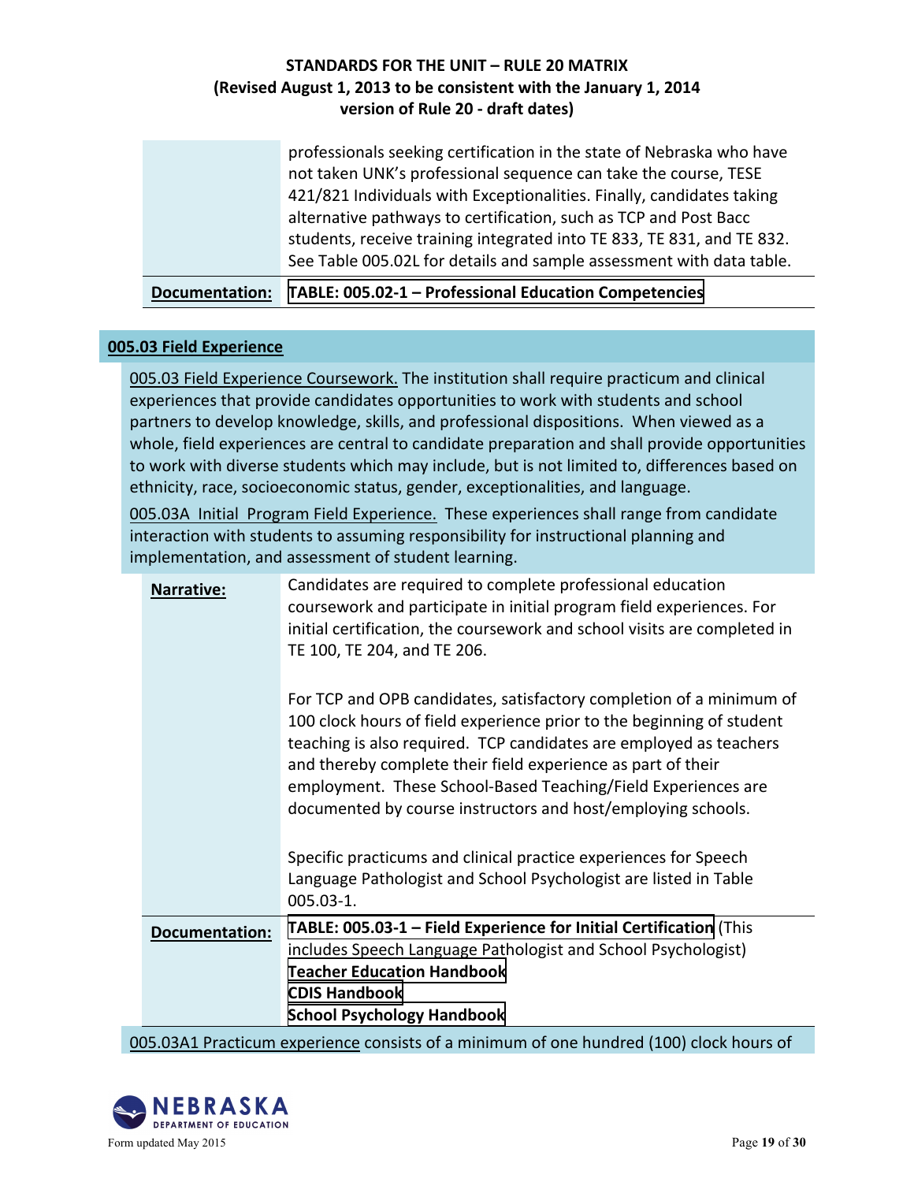| | |
|---|---|
| | professionals seeking certification in the state of Nebraska who have not taken UNK's professional sequence can take the course, TESE 421/821 Individuals with Exceptionalities. Finally, candidates taking alternative pathways to certification, such as TCP and Post Bacc students, receive training integrated into TE 833, TE 831, and TE 832. See Table 005.02L for details and sample assessment with data table. |
| **Documentation:** | **TABLE: 005.02-1 – Professional Education Competencies** |

## 005.03 Field Experience

005.03 Field Experience Coursework. The institution shall require practicum and clinical experiences that provide candidates opportunities to work with students and school partners to develop knowledge, skills, and professional dispositions. When viewed as a whole, field experiences are central to candidate preparation and shall provide opportunities to work with diverse students which may include, but is not limited to, differences based on ethnicity, race, socioeconomic status, gender, exceptionalities, and language.

005.03A Initial Program Field Experience. These experiences shall range from candidate interaction with students to assuming responsibility for instructional planning and implementation, and assessment of student learning.

| | |
|---|---|
| **Narrative:** | Candidates are required to complete professional education coursework and participate in initial program field experiences. For initial certification, the coursework and school visits are completed in TE 100, TE 204, and TE 206.<br><br>For TCP and OPB candidates, satisfactory completion of a minimum of 100 clock hours of field experience prior to the beginning of student teaching is also required. TCP candidates are employed as teachers and thereby complete their field experience as part of their employment. These School-Based Teaching/Field Experiences are documented by course instructors and host/employing schools.<br><br>Specific practicums and clinical practice experiences for Speech Language Pathologist and School Psychologist are listed in Table 005.03-1. |
| **Documentation:** | **TABLE: 005.03-1 – Field Experience for Initial Certification** (This includes Speech Language Pathologist and School Psychologist)<br>**Teacher Education Handbook**<br>**CDIS Handbook**<br>**School Psychology Handbook** |

005.03A1 Practicum experience consists of a minimum of one hundred (100) clock hours of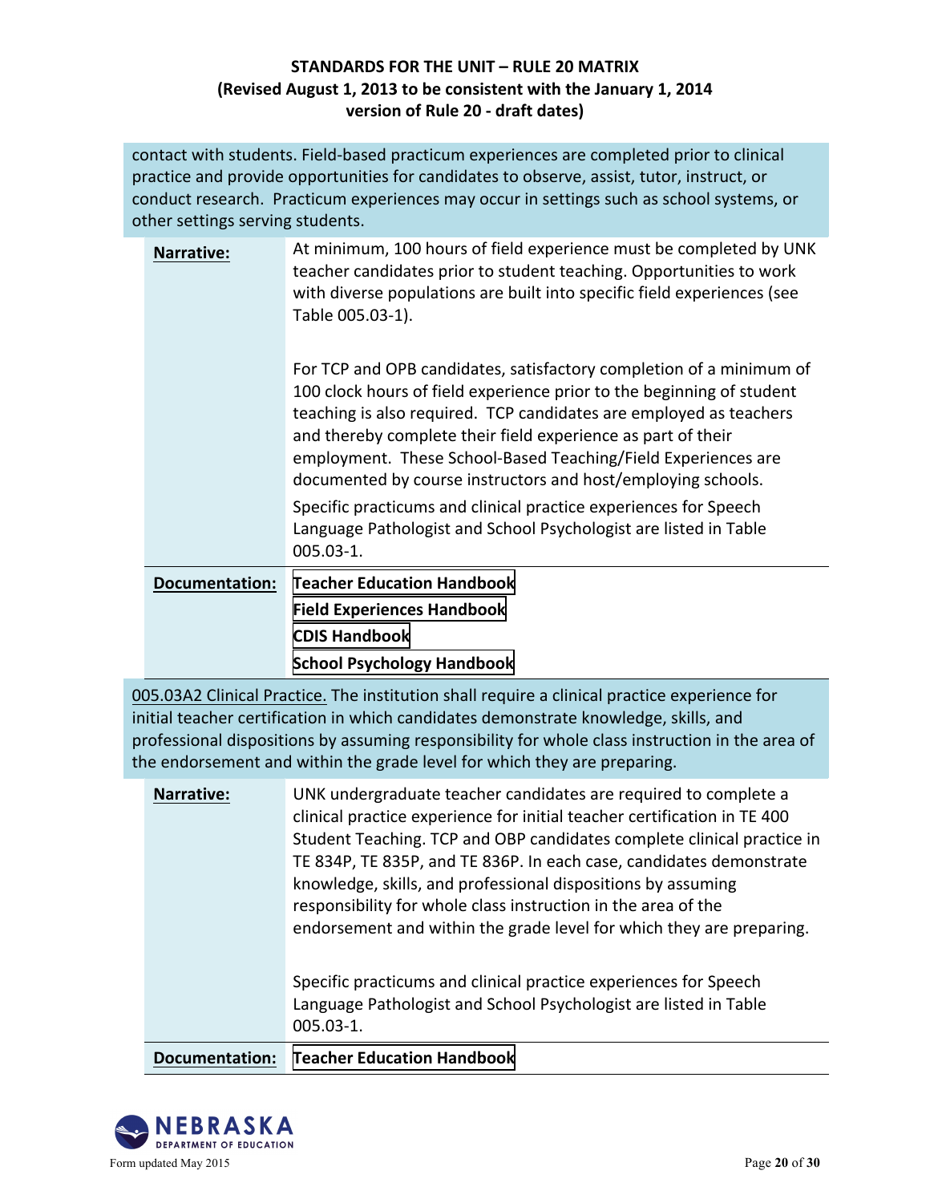contact with students. Field-based practicum experiences are completed prior to clinical practice and provide opportunities for candidates to observe, assist, tutor, instruct, or conduct research. Practicum experiences may occur in settings such as school systems, or other settings serving students.

| | |
|---|---|
| **Narrative:** | At minimum, 100 hours of field experience must be completed by UNK teacher candidates prior to student teaching. Opportunities to work with diverse populations are built into specific field experiences (see Table 005.03-1).<br><br>For TCP and OPB candidates, satisfactory completion of a minimum of 100 clock hours of field experience prior to the beginning of student teaching is also required. TCP candidates are employed as teachers and thereby complete their field experience as part of their employment. These School-Based Teaching/Field Experiences are documented by course instructors and host/employing schools.<br><br>Specific practicums and clinical practice experiences for Speech Language Pathologist and School Psychologist are listed in Table 005.03-1. |
| **Documentation:** | **Teacher Education Handbook**<br>**Field Experiences Handbook**<br>**CDIS Handbook**<br>**School Psychology Handbook** |

005.03A2 Clinical Practice. The institution shall require a clinical practice experience for initial teacher certification in which candidates demonstrate knowledge, skills, and professional dispositions by assuming responsibility for whole class instruction in the area of the endorsement and within the grade level for which they are preparing.

| | |
|---|---|
| **Narrative:** | UNK undergraduate teacher candidates are required to complete a clinical practice experience for initial teacher certification in TE 400 Student Teaching. TCP and OBP candidates complete clinical practice in TE 834P, TE 835P, and TE 836P. In each case, candidates demonstrate knowledge, skills, and professional dispositions by assuming responsibility for whole class instruction in the area of the endorsement and within the grade level for which they are preparing.<br><br>Specific practicums and clinical practice experiences for Speech Language Pathologist and School Psychologist are listed in Table 005.03-1. |
| **Documentation:** | **Teacher Education Handbook** |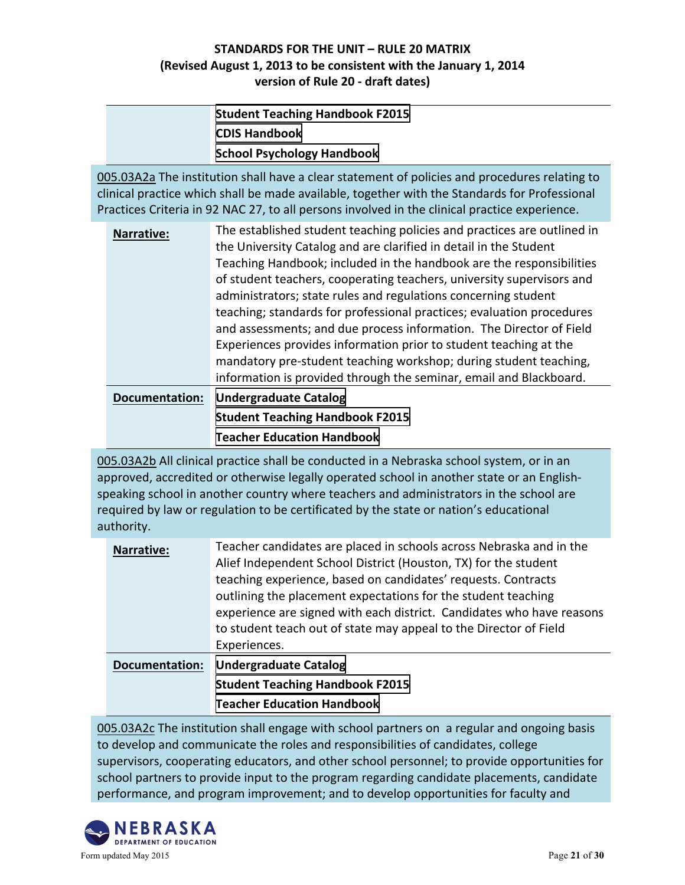| | |
|---|---|
| | Student Teaching Handbook F2015 |
| | CDIS Handbook |
| | School Psychology Handbook |

005.03A2a The institution shall have a clear statement of policies and procedures relating to clinical practice which shall be made available, together with the Standards for Professional Practices Criteria in 92 NAC 27, to all persons involved in the clinical practice experience.

| | |
|---|---|
| **Narrative:** | The established student teaching policies and practices are outlined in the University Catalog and are clarified in detail in the Student Teaching Handbook; included in the handbook are the responsibilities of student teachers, cooperating teachers, university supervisors and administrators; state rules and regulations concerning student teaching; standards for professional practices; evaluation procedures and assessments; and due process information. The Director of Field Experiences provides information prior to student teaching at the mandatory pre-student teaching workshop; during student teaching, information is provided through the seminar, email and Blackboard. |
| **Documentation:** | Undergraduate Catalog<br>Student Teaching Handbook F2015<br>Teacher Education Handbook |

005.03A2b All clinical practice shall be conducted in a Nebraska school system, or in an approved, accredited or otherwise legally operated school in another state or an English-speaking school in another country where teachers and administrators in the school are required by law or regulation to be certificated by the state or nation's educational authority.

| | |
|---|---|
| **Narrative:** | Teacher candidates are placed in schools across Nebraska and in the Alief Independent School District (Houston, TX) for the student teaching experience, based on candidates' requests. Contracts outlining the placement expectations for the student teaching experience are signed with each district. Candidates who have reasons to student teach out of state may appeal to the Director of Field Experiences. |
| **Documentation:** | Undergraduate Catalog<br>Student Teaching Handbook F2015<br>Teacher Education Handbook |

005.03A2c The institution shall engage with school partners on a regular and ongoing basis to develop and communicate the roles and responsibilities of candidates, college supervisors, cooperating educators, and other school personnel; to provide opportunities for school partners to provide input to the program regarding candidate placements, candidate performance, and program improvement; and to develop opportunities for faculty and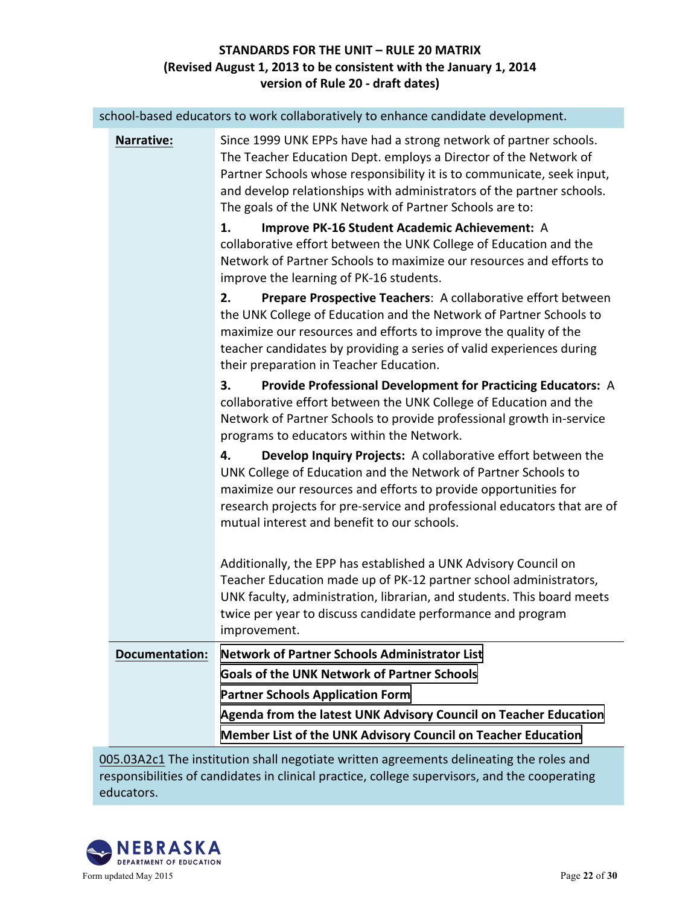school-based educators to work collaboratively to enhance candidate development.

**Narrative:**

Since 1999 UNK EPPs have had a strong network of partner schools. The Teacher Education Dept. employs a Director of the Network of Partner Schools whose responsibility it is to communicate, seek input, and develop relationships with administrators of the partner schools. The goals of the UNK Network of Partner Schools are to:

1. **Improve PK-16 Student Academic Achievement:** A collaborative effort between the UNK College of Education and the Network of Partner Schools to maximize our resources and efforts to improve the learning of PK-16 students.
2. **Prepare Prospective Teachers**: A collaborative effort between the UNK College of Education and the Network of Partner Schools to maximize our resources and efforts to improve the quality of the teacher candidates by providing a series of valid experiences during their preparation in Teacher Education.
3. **Provide Professional Development for Practicing Educators:** A collaborative effort between the UNK College of Education and the Network of Partner Schools to provide professional growth in-service programs to educators within the Network.
4. **Develop Inquiry Projects:** A collaborative effort between the UNK College of Education and the Network of Partner Schools to maximize our resources and efforts to provide opportunities for research projects for pre-service and professional educators that are of mutual interest and benefit to our schools.

Additionally, the EPP has established a UNK Advisory Council on Teacher Education made up of PK-12 partner school administrators, UNK faculty, administration, librarian, and students. This board meets twice per year to discuss candidate performance and program improvement.

**Documentation:**

- **Network of Partner Schools Administrator List**
- **Goals of the UNK Network of Partner Schools**
- **Partner Schools Application Form**
- **Agenda from the latest UNK Advisory Council on Teacher Education**
- **Member List of the UNK Advisory Council on Teacher Education**

005.03A2c1 The institution shall negotiate written agreements delineating the roles and responsibilities of candidates in clinical practice, college supervisors, and the cooperating educators.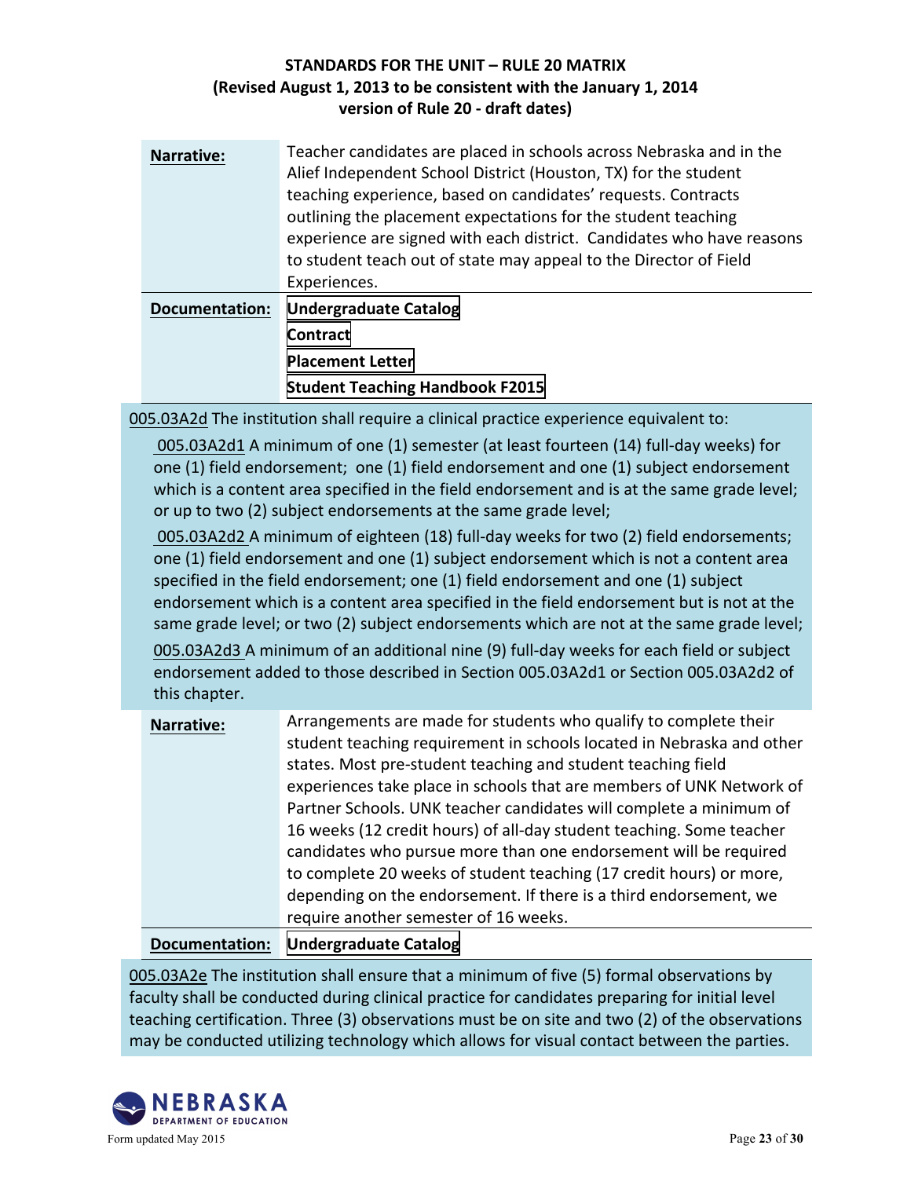**STANDARDS FOR THE UNIT – RULE 20 MATRIX**
**(Revised August 1, 2013 to be consistent with the January 1, 2014 version of Rule 20 - draft dates)**

| | |
|---|---|
| **Narrative:** | Teacher candidates are placed in schools across Nebraska and in the Alief Independent School District (Houston, TX) for the student teaching experience, based on candidates' requests. Contracts outlining the placement expectations for the student teaching experience are signed with each district. Candidates who have reasons to student teach out of state may appeal to the Director of Field Experiences. |
| **Documentation:** | **Undergraduate Catalog**<br>**Contract**<br>**Placement Letter**<br>**Student Teaching Handbook F2015** |

005.03A2d The institution shall require a clinical practice experience equivalent to:

005.03A2d1 A minimum of one (1) semester (at least fourteen (14) full-day weeks) for one (1) field endorsement; one (1) field endorsement and one (1) subject endorsement which is a content area specified in the field endorsement and is at the same grade level; or up to two (2) subject endorsements at the same grade level;

005.03A2d2 A minimum of eighteen (18) full-day weeks for two (2) field endorsements; one (1) field endorsement and one (1) subject endorsement which is not a content area specified in the field endorsement; one (1) field endorsement and one (1) subject endorsement which is a content area specified in the field endorsement but is not at the same grade level; or two (2) subject endorsements which are not at the same grade level;

005.03A2d3 A minimum of an additional nine (9) full-day weeks for each field or subject endorsement added to those described in Section 005.03A2d1 or Section 005.03A2d2 of this chapter.

| | |
|---|---|
| **Narrative:** | Arrangements are made for students who qualify to complete their student teaching requirement in schools located in Nebraska and other states. Most pre-student teaching and student teaching field experiences take place in schools that are members of UNK Network of Partner Schools. UNK teacher candidates will complete a minimum of 16 weeks (12 credit hours) of all-day student teaching. Some teacher candidates who pursue more than one endorsement will be required to complete 20 weeks of student teaching (17 credit hours) or more, depending on the endorsement. If there is a third endorsement, we require another semester of 16 weeks. |
| **Documentation:** | **Undergraduate Catalog** |

005.03A2e The institution shall ensure that a minimum of five (5) formal observations by faculty shall be conducted during clinical practice for candidates preparing for initial level teaching certification. Three (3) observations must be on site and two (2) of the observations may be conducted utilizing technology which allows for visual contact between the parties.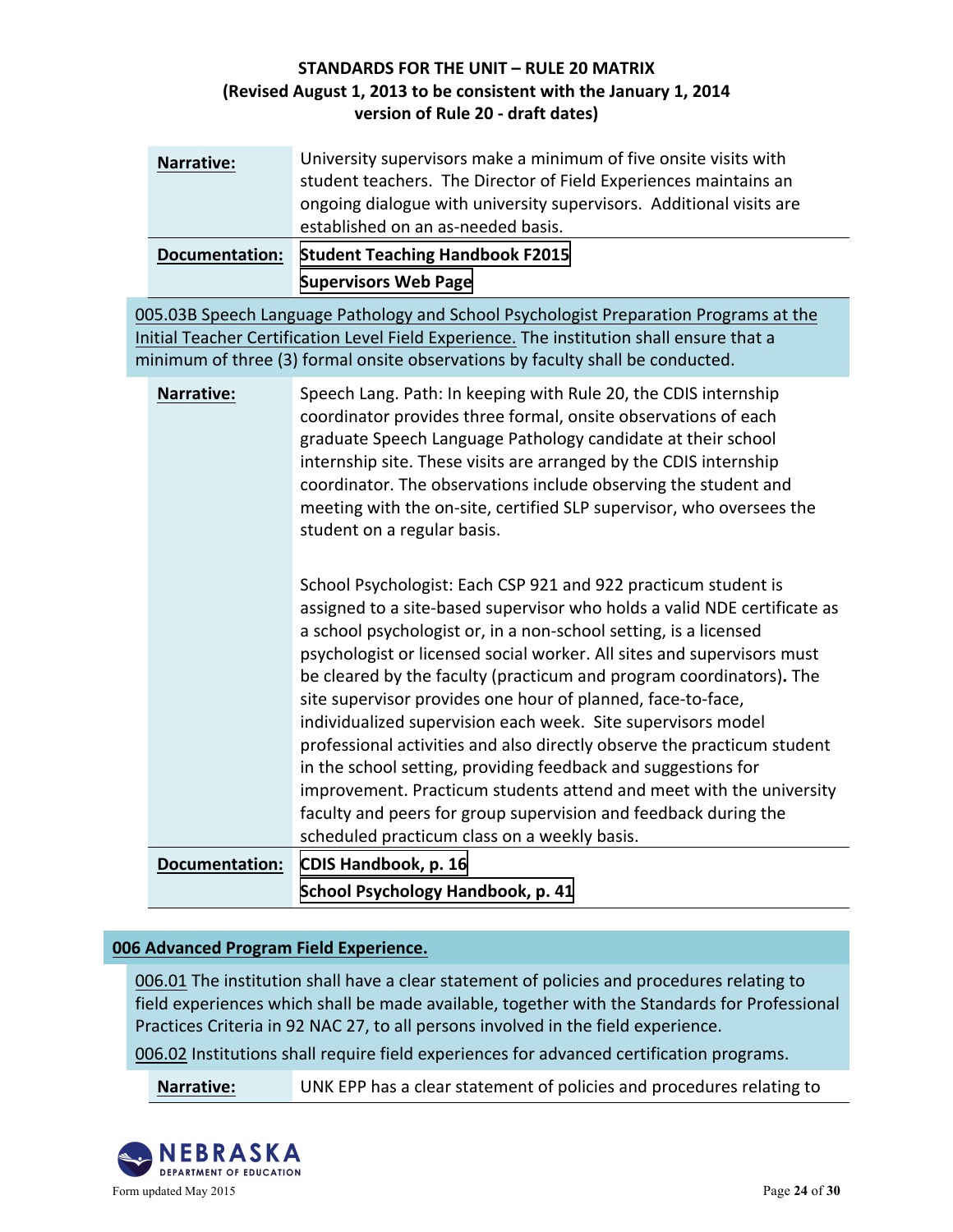| | |
|---|---|
| **Narrative:** | University supervisors make a minimum of five onsite visits with student teachers. The Director of Field Experiences maintains an ongoing dialogue with university supervisors. Additional visits are established on an as-needed basis. |
| **Documentation:** | **Student Teaching Handbook F2015**<br>**Supervisors Web Page** |

005.03B Speech Language Pathology and School Psychologist Preparation Programs at the Initial Teacher Certification Level Field Experience. The institution shall ensure that a minimum of three (3) formal onsite observations by faculty shall be conducted.

| | |
|---|---|
| **Narrative:** | Speech Lang. Path: In keeping with Rule 20, the CDIS internship coordinator provides three formal, onsite observations of each graduate Speech Language Pathology candidate at their school internship site. These visits are arranged by the CDIS internship coordinator. The observations include observing the student and meeting with the on-site, certified SLP supervisor, who oversees the student on a regular basis.<br><br>School Psychologist: Each CSP 921 and 922 practicum student is assigned to a site-based supervisor who holds a valid NDE certificate as a school psychologist or, in a non-school setting, is a licensed psychologist or licensed social worker. All sites and supervisors must be cleared by the faculty (practicum and program coordinators). The site supervisor provides one hour of planned, face-to-face, individualized supervision each week. Site supervisors model professional activities and also directly observe the practicum student in the school setting, providing feedback and suggestions for improvement. Practicum students attend and meet with the university faculty and peers for group supervision and feedback during the scheduled practicum class on a weekly basis. |
| **Documentation:** | **CDIS Handbook, p. 16**<br>**School Psychology Handbook, p. 41** |

## 006 Advanced Program Field Experience.

006.01 The institution shall have a clear statement of policies and procedures relating to field experiences which shall be made available, together with the Standards for Professional Practices Criteria in 92 NAC 27, to all persons involved in the field experience.

006.02 Institutions shall require field experiences for advanced certification programs.

| | |
|---|---|
| **Narrative:** | UNK EPP has a clear statement of policies and procedures relating to |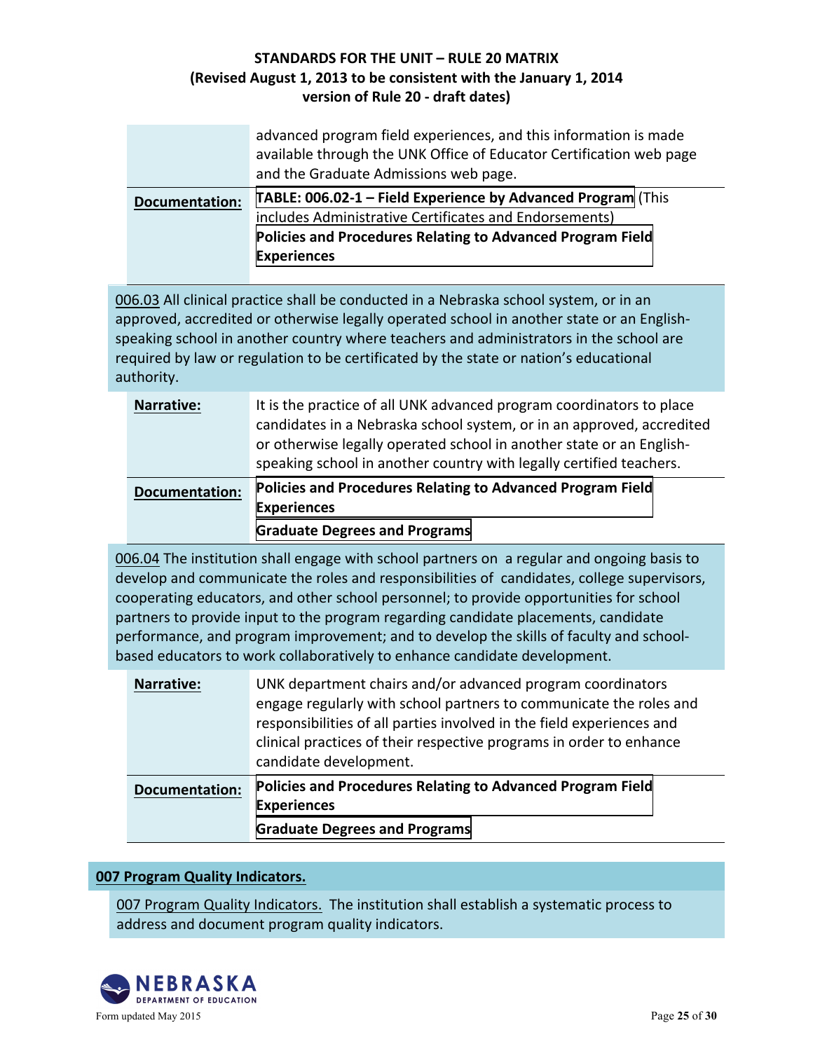| | |
|---|---|
| | advanced program field experiences, and this information is made available through the UNK Office of Educator Certification web page and the Graduate Admissions web page. |
| **Documentation:** | **TABLE: 006.02-1 – Field Experience by Advanced Program** (This includes Administrative Certificates and Endorsements)<br>**Policies and Procedures Relating to Advanced Program Field Experiences** |

006.03 All clinical practice shall be conducted in a Nebraska school system, or in an approved, accredited or otherwise legally operated school in another state or an English-speaking school in another country where teachers and administrators in the school are required by law or regulation to be certificated by the state or nation's educational authority.

| | |
|---|---|
| **Narrative:** | It is the practice of all UNK advanced program coordinators to place candidates in a Nebraska school system, or in an approved, accredited or otherwise legally operated school in another state or an English-speaking school in another country with legally certified teachers. |
| **Documentation:** | **Policies and Procedures Relating to Advanced Program Field Experiences**<br>**Graduate Degrees and Programs** |

006.04 The institution shall engage with school partners on a regular and ongoing basis to develop and communicate the roles and responsibilities of candidates, college supervisors, cooperating educators, and other school personnel; to provide opportunities for school partners to provide input to the program regarding candidate placements, candidate performance, and program improvement; and to develop the skills of faculty and school-based educators to work collaboratively to enhance candidate development.

| | |
|---|---|
| **Narrative:** | UNK department chairs and/or advanced program coordinators engage regularly with school partners to communicate the roles and responsibilities of all parties involved in the field experiences and clinical practices of their respective programs in order to enhance candidate development. |
| **Documentation:** | **Policies and Procedures Relating to Advanced Program Field Experiences**<br>**Graduate Degrees and Programs** |

## 007 Program Quality Indicators.

007 Program Quality Indicators. The institution shall establish a systematic process to address and document program quality indicators.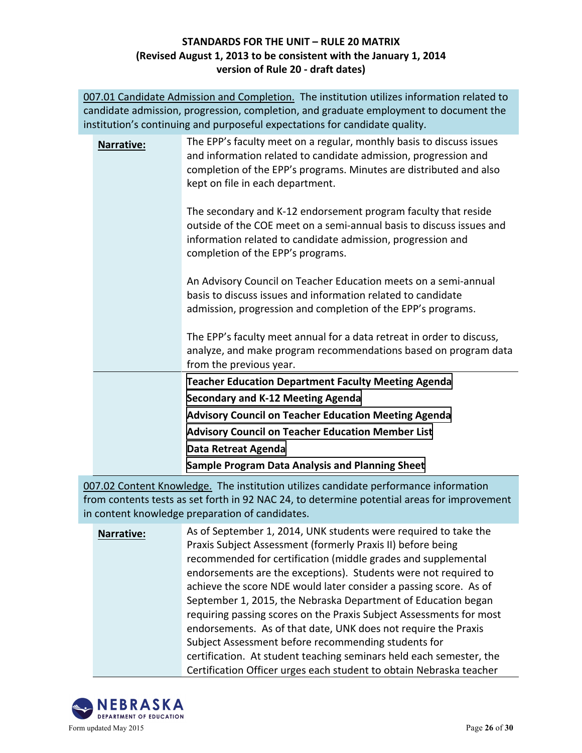**STANDARDS FOR THE UNIT – RULE 20 MATRIX**
**(Revised August 1, 2013 to be consistent with the January 1, 2014 version of Rule 20 - draft dates)**

007.01 Candidate Admission and Completion. The institution utilizes information related to candidate admission, progression, completion, and graduate employment to document the institution's continuing and purposeful expectations for candidate quality.

| | |
|---|---|
| **Narrative:** | The EPP's faculty meet on a regular, monthly basis to discuss issues and information related to candidate admission, progression and completion of the EPP's programs. Minutes are distributed and also kept on file in each department.<br><br>The secondary and K-12 endorsement program faculty that reside outside of the COE meet on a semi-annual basis to discuss issues and information related to candidate admission, progression and completion of the EPP's programs.<br><br>An Advisory Council on Teacher Education meets on a semi-annual basis to discuss issues and information related to candidate admission, progression and completion of the EPP's programs.<br><br>The EPP's faculty meet annual for a data retreat in order to discuss, analyze, and make program recommendations based on program data from the previous year. |
| | **Teacher Education Department Faculty Meeting Agenda**<br>**Secondary and K-12 Meeting Agenda**<br>**Advisory Council on Teacher Education Meeting Agenda**<br>**Advisory Council on Teacher Education Member List**<br>**Data Retreat Agenda**<br>**Sample Program Data Analysis and Planning Sheet** |

007.02 Content Knowledge. The institution utilizes candidate performance information from contents tests as set forth in 92 NAC 24, to determine potential areas for improvement in content knowledge preparation of candidates.

| | |
|---|---|
| **Narrative:** | As of September 1, 2014, UNK students were required to take the Praxis Subject Assessment (formerly Praxis II) before being recommended for certification (middle grades and supplemental endorsements are the exceptions). Students were not required to achieve the score NDE would later consider a passing score. As of September 1, 2015, the Nebraska Department of Education began requiring passing scores on the Praxis Subject Assessments for most endorsements. As of that date, UNK does not require the Praxis Subject Assessment before recommending students for certification. At student teaching seminars held each semester, the Certification Officer urges each student to obtain Nebraska teacher |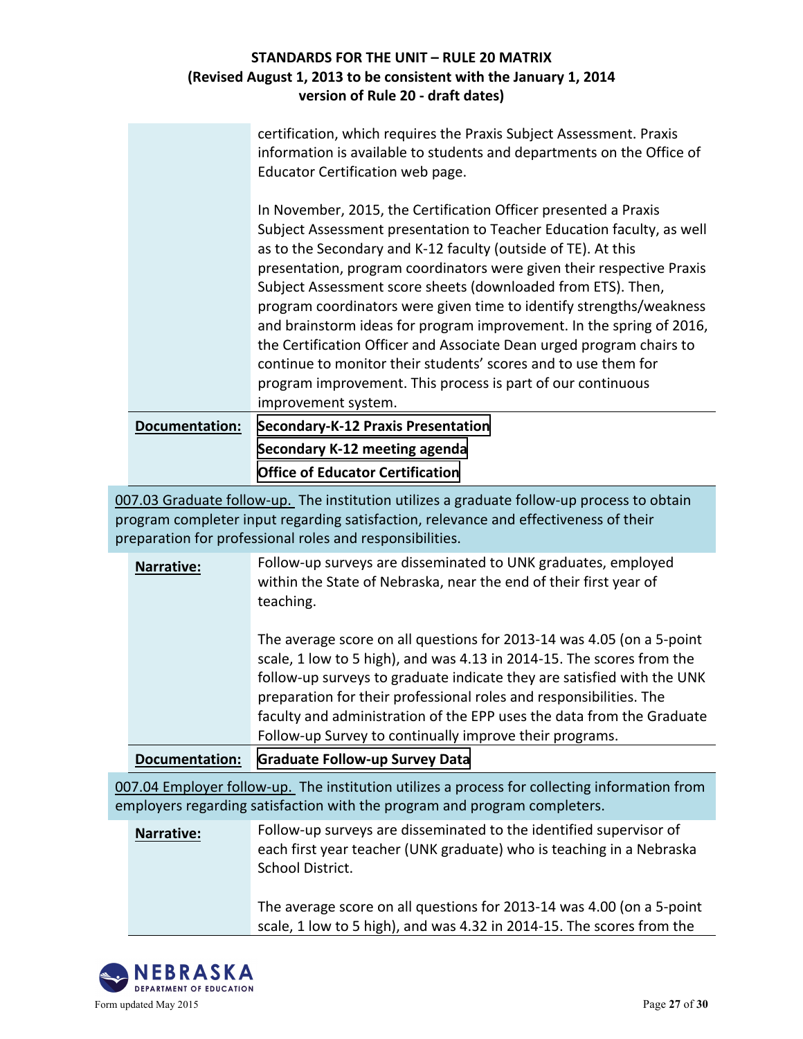certification, which requires the Praxis Subject Assessment. Praxis information is available to students and departments on the Office of Educator Certification web page.

In November, 2015, the Certification Officer presented a Praxis Subject Assessment presentation to Teacher Education faculty, as well as to the Secondary and K-12 faculty (outside of TE). At this presentation, program coordinators were given their respective Praxis Subject Assessment score sheets (downloaded from ETS). Then, program coordinators were given time to identify strengths/weakness and brainstorm ideas for program improvement. In the spring of 2016, the Certification Officer and Associate Dean urged program chairs to continue to monitor their students' scores and to use them for program improvement. This process is part of our continuous improvement system.

**Documentation:** **Secondary-K-12 Praxis Presentation**
**Secondary K-12 meeting agenda**
**Office of Educator Certification**

007.03 Graduate follow-up. The institution utilizes a graduate follow-up process to obtain program completer input regarding satisfaction, relevance and effectiveness of their preparation for professional roles and responsibilities.

**Narrative:** Follow-up surveys are disseminated to UNK graduates, employed within the State of Nebraska, near the end of their first year of teaching.

The average score on all questions for 2013-14 was 4.05 (on a 5-point scale, 1 low to 5 high), and was 4.13 in 2014-15. The scores from the follow-up surveys to graduate indicate they are satisfied with the UNK preparation for their professional roles and responsibilities. The faculty and administration of the EPP uses the data from the Graduate Follow-up Survey to continually improve their programs.

**Documentation:** **Graduate Follow-up Survey Data**

007.04 Employer follow-up. The institution utilizes a process for collecting information from employers regarding satisfaction with the program and program completers.

**Narrative:** Follow-up surveys are disseminated to the identified supervisor of each first year teacher (UNK graduate) who is teaching in a Nebraska School District.

The average score on all questions for 2013-14 was 4.00 (on a 5-point scale, 1 low to 5 high), and was 4.32 in 2014-15. The scores from the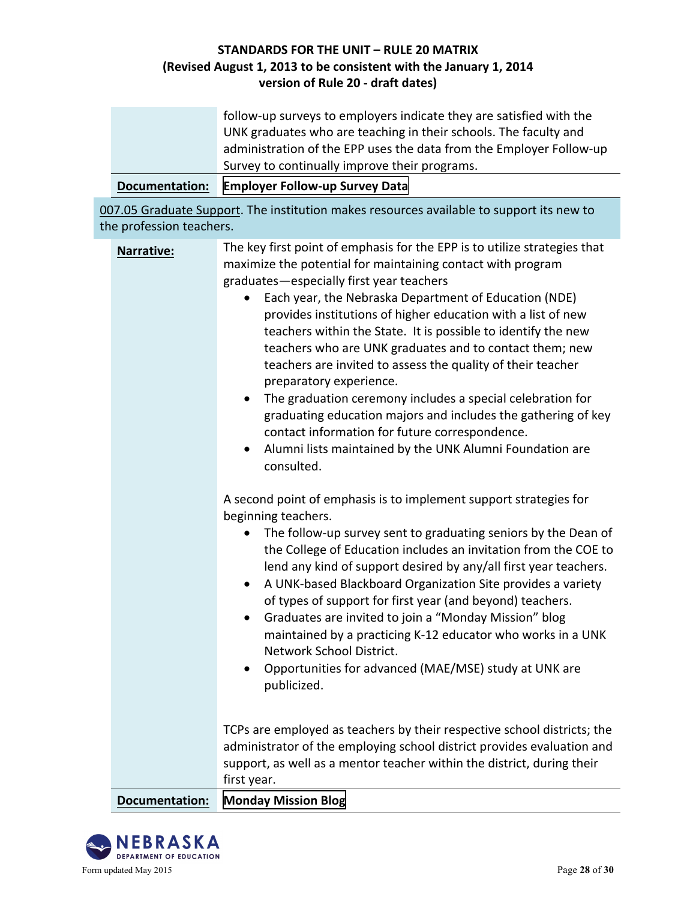follow-up surveys to employers indicate they are satisfied with the UNK graduates who are teaching in their schools. The faculty and administration of the EPP uses the data from the Employer Follow-up Survey to continually improve their programs.

**Documentation:** **Employer Follow-up Survey Data**

007.05 Graduate Support. The institution makes resources available to support its new to the profession teachers.

**Narrative:**

The key first point of emphasis for the EPP is to utilize strategies that maximize the potential for maintaining contact with program graduates—especially first year teachers

- Each year, the Nebraska Department of Education (NDE) provides institutions of higher education with a list of new teachers within the State. It is possible to identify the new teachers who are UNK graduates and to contact them; new teachers are invited to assess the quality of their teacher preparatory experience.
- The graduation ceremony includes a special celebration for graduating education majors and includes the gathering of key contact information for future correspondence.
- Alumni lists maintained by the UNK Alumni Foundation are consulted.

A second point of emphasis is to implement support strategies for beginning teachers.

- The follow-up survey sent to graduating seniors by the Dean of the College of Education includes an invitation from the COE to lend any kind of support desired by any/all first year teachers.
- A UNK-based Blackboard Organization Site provides a variety of types of support for first year (and beyond) teachers.
- Graduates are invited to join a "Monday Mission" blog maintained by a practicing K-12 educator who works in a UNK Network School District.
- Opportunities for advanced (MAE/MSE) study at UNK are publicized.

TCPs are employed as teachers by their respective school districts; the administrator of the employing school district provides evaluation and support, as well as a mentor teacher within the district, during their first year.

**Documentation:** **Monday Mission Blog**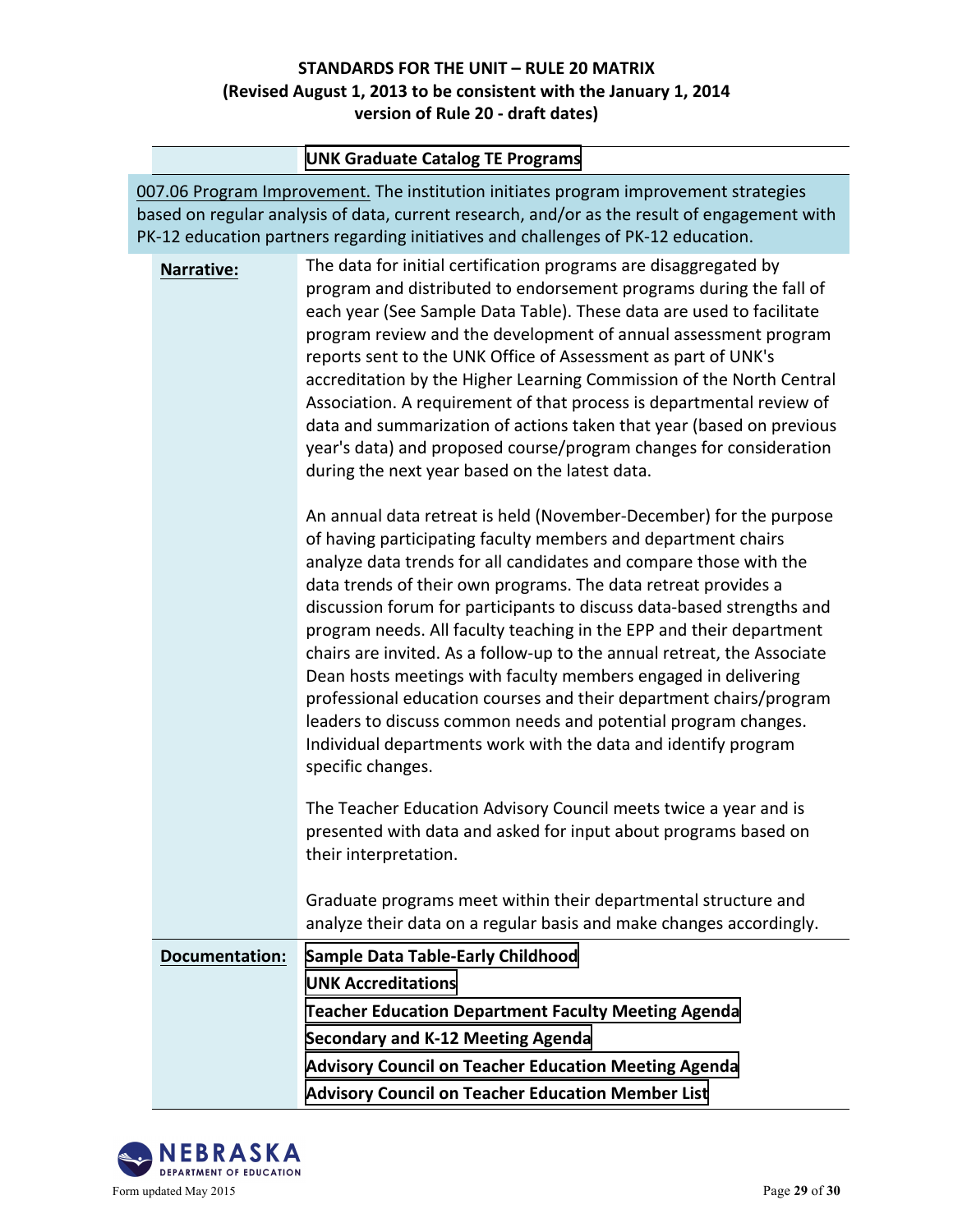|  | UNK Graduate Catalog TE Programs |
|---|---|

007.06 Program Improvement. The institution initiates program improvement strategies based on regular analysis of data, current research, and/or as the result of engagement with PK-12 education partners regarding initiatives and challenges of PK-12 education.

| **Narrative:** | The data for initial certification programs are disaggregated by program and distributed to endorsement programs during the fall of each year (See Sample Data Table). These data are used to facilitate program review and the development of annual assessment program reports sent to the UNK Office of Assessment as part of UNK's accreditation by the Higher Learning Commission of the North Central Association. A requirement of that process is departmental review of data and summarization of actions taken that year (based on previous year's data) and proposed course/program changes for consideration during the next year based on the latest data.<br><br>An annual data retreat is held (November-December) for the purpose of having participating faculty members and department chairs analyze data trends for all candidates and compare those with the data trends of their own programs. The data retreat provides a discussion forum for participants to discuss data-based strengths and program needs. All faculty teaching in the EPP and their department chairs are invited. As a follow-up to the annual retreat, the Associate Dean hosts meetings with faculty members engaged in delivering professional education courses and their department chairs/program leaders to discuss common needs and potential program changes. Individual departments work with the data and identify program specific changes.<br><br>The Teacher Education Advisory Council meets twice a year and is presented with data and asked for input about programs based on their interpretation.<br><br>Graduate programs meet within their departmental structure and analyze their data on a regular basis and make changes accordingly. |
|---|---|
| **Documentation:** | Sample Data Table-Early Childhood<br>UNK Accreditations<br>Teacher Education Department Faculty Meeting Agenda<br>Secondary and K-12 Meeting Agenda<br>Advisory Council on Teacher Education Meeting Agenda<br>Advisory Council on Teacher Education Member List |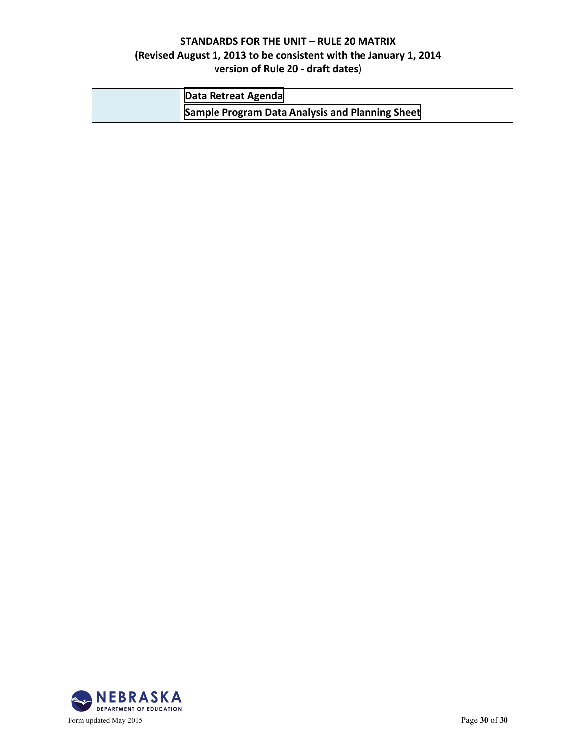| | |
|---|---|
| | **Data Retreat Agenda** |
| | **Sample Program Data Analysis and Planning Sheet** |